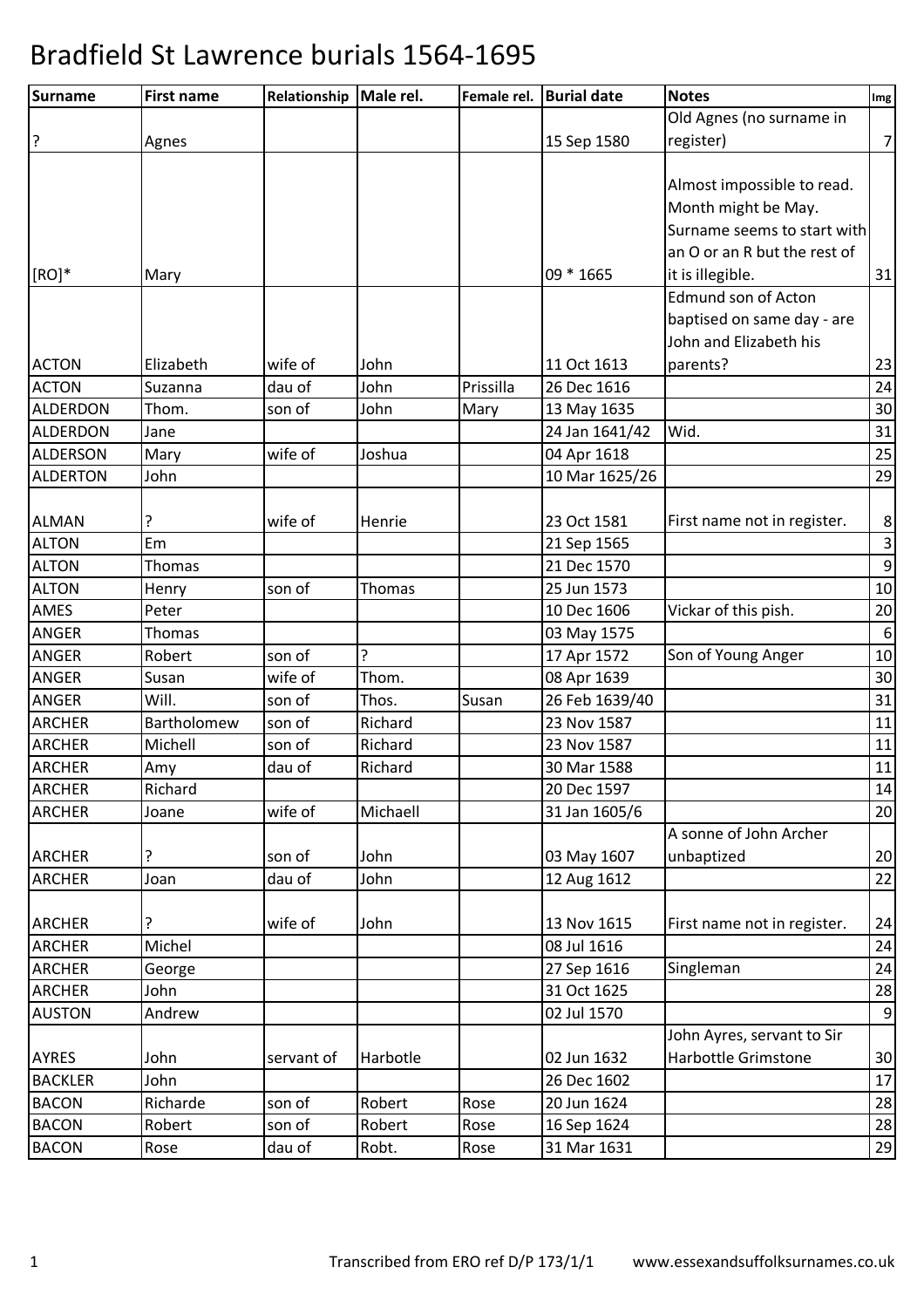# Bradfield St Lawrence burials 1564-1695

| Surname | First name | Relationship | Male rel. | Female rel. | Burial date | Notes | Img |
|---|---|---|---|---|---|---|---|
| ? | Agnes | | | | 15 Sep 1580 | Old Agnes (no surname in register) | 7 |
| [RO]* | Mary | | | | 09 * 1665 | Almost impossible to read. Month might be May. Surname seems to start with an O or an R but the rest of it is illegible. | 31 |
| ACTON | Elizabeth | wife of | John | | 11 Oct 1613 | Edmund son of Acton baptised on same day - are John and Elizabeth his parents? | 23 |
| ACTON | Suzanna | dau of | John | Prissilla | 26 Dec 1616 | | 24 |
| ALDERDON | Thom. | son of | John | Mary | 13 May 1635 | | 30 |
| ALDERDON | Jane | | | | 24 Jan 1641/42 | Wid. | 31 |
| ALDERSON | Mary | wife of | Joshua | | 04 Apr 1618 | | 25 |
| ALDERTON | John | | | | 10 Mar 1625/26 | | 29 |
| ALMAN | ? | wife of | Henrie | | 23 Oct 1581 | First name not in register. | 8 |
| ALTON | Em | | | | 21 Sep 1565 | | 3 |
| ALTON | Thomas | | | | 21 Dec 1570 | | 9 |
| ALTON | Henry | son of | Thomas | | 25 Jun 1573 | | 10 |
| AMES | Peter | | | | 10 Dec 1606 | Vickar of this pish. | 20 |
| ANGER | Thomas | | | | 03 May 1575 | | 6 |
| ANGER | Robert | son of | ? | | 17 Apr 1572 | Son of Young Anger | 10 |
| ANGER | Susan | wife of | Thom. | | 08 Apr 1639 | | 30 |
| ANGER | Will. | son of | Thos. | Susan | 26 Feb 1639/40 | | 31 |
| ARCHER | Bartholomew | son of | Richard | | 23 Nov 1587 | | 11 |
| ARCHER | Michell | son of | Richard | | 23 Nov 1587 | | 11 |
| ARCHER | Amy | dau of | Richard | | 30 Mar 1588 | | 11 |
| ARCHER | Richard | | | | 20 Dec 1597 | | 14 |
| ARCHER | Joane | wife of | Michaell | | 31 Jan 1605/6 | | 20 |
| ARCHER | ? | son of | John | | 03 May 1607 | A sonne of John Archer unbaptized | 20 |
| ARCHER | Joan | dau of | John | | 12 Aug 1612 | | 22 |
| ARCHER | ? | wife of | John | | 13 Nov 1615 | First name not in register. | 24 |
| ARCHER | Michel | | | | 08 Jul 1616 | | 24 |
| ARCHER | George | | | | 27 Sep 1616 | Singleman | 24 |
| ARCHER | John | | | | 31 Oct 1625 | | 28 |
| AUSTON | Andrew | | | | 02 Jul 1570 | | 9 |
| AYRES | John | servant of | Harbotle | | 02 Jun 1632 | John Ayres, servant to Sir Harbottle Grimstone | 30 |
| BACKLER | John | | | | 26 Dec 1602 | | 17 |
| BACON | Richarde | son of | Robert | Rose | 20 Jun 1624 | | 28 |
| BACON | Robert | son of | Robert | Rose | 16 Sep 1624 | | 28 |
| BACON | Rose | dau of | Robt. | Rose | 31 Mar 1631 | | 29 |

Transcribed from ERO ref D/P 173/1/1 www.essexandsuffolksurnames.co.uk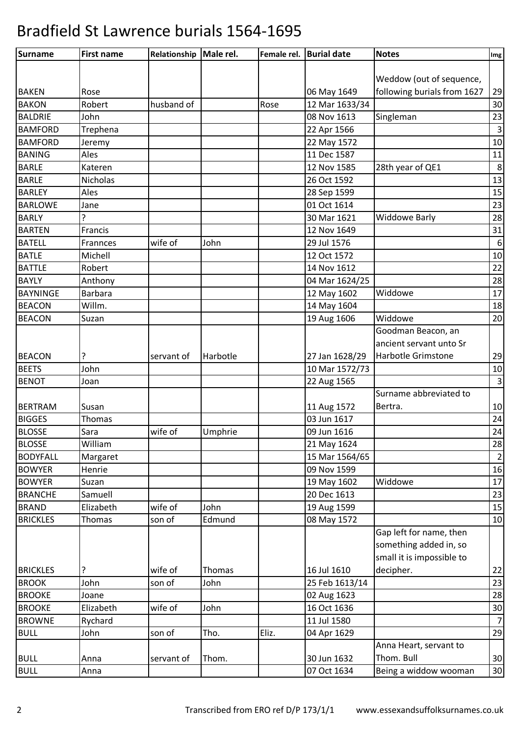# Bradfield St Lawrence burials 1564-1695

| Surname | First name | Relationship | Male rel. | Female rel. | Burial date | Notes | Img |
|---|---|---|---|---|---|---|---|
| BAKEN | Rose | | | | 06 May 1649 | Weddow (out of sequence, following burials from 1627 | 29 |
| BAKON | Robert | husband of | | Rose | 12 Mar 1633/34 | | 30 |
| BALDRIE | John | | | | 08 Nov 1613 | Singleman | 23 |
| BAMFORD | Trephena | | | | 22 Apr 1566 | | 3 |
| BAMFORD | Jeremy | | | | 22 May 1572 | | 10 |
| BANING | Ales | | | | 11 Dec 1587 | | 11 |
| BARLE | Kateren | | | | 12 Nov 1585 | 28th year of QE1 | 8 |
| BARLE | Nicholas | | | | 26 Oct 1592 | | 13 |
| BARLEY | Ales | | | | 28 Sep 1599 | | 15 |
| BARLOWE | Jane | | | | 01 Oct 1614 | | 23 |
| BARLY | ? | | | | 30 Mar 1621 | Widdowe Barly | 28 |
| BARTEN | Francis | | | | 12 Nov 1649 | | 31 |
| BATELL | Frannces | wife of | John | | 29 Jul 1576 | | 6 |
| BATLE | Michell | | | | 12 Oct 1572 | | 10 |
| BATTLE | Robert | | | | 14 Nov 1612 | | 22 |
| BAYLY | Anthony | | | | 04 Mar 1624/25 | | 28 |
| BAYNINGE | Barbara | | | | 12 May 1602 | Widdowe | 17 |
| BEACON | Willm. | | | | 14 May 1604 | | 18 |
| BEACON | Suzan | | | | 19 Aug 1606 | Widdowe | 20 |
| BEACON | ? | servant of | Harbotle | | 27 Jan 1628/29 | Goodman Beacon, an ancient servant unto Sr Harbotle Grimstone | 29 |
| BEETS | John | | | | 10 Mar 1572/73 | | 10 |
| BENOT | Joan | | | | 22 Aug 1565 | | 3 |
| BERTRAM | Susan | | | | 11 Aug 1572 | Surname abbreviated to Bertra. | 10 |
| BIGGES | Thomas | | | | 03 Jun 1617 | | 24 |
| BLOSSE | Sara | wife of | Umphrie | | 09 Jun 1616 | | 24 |
| BLOSSE | William | | | | 21 May 1624 | | 28 |
| BODYFALL | Margaret | | | | 15 Mar 1564/65 | | 2 |
| BOWYER | Henrie | | | | 09 Nov 1599 | | 16 |
| BOWYER | Suzan | | | | 19 May 1602 | Widdowe | 17 |
| BRANCHE | Samuell | | | | 20 Dec 1613 | | 23 |
| BRAND | Elizabeth | wife of | John | | 19 Aug 1599 | | 15 |
| BRICKLES | Thomas | son of | Edmund | | 08 May 1572 | | 10 |
| BRICKLES | ? | wife of | Thomas | | 16 Jul 1610 | Gap left for name, then something added in, so small it is impossible to decipher. | 22 |
| BROOK | John | son of | John | | 25 Feb 1613/14 | | 23 |
| BROOKE | Joane | | | | 02 Aug 1623 | | 28 |
| BROOKE | Elizabeth | wife of | John | | 16 Oct 1636 | | 30 |
| BROWNE | Rychard | | | | 11 Jul 1580 | | 7 |
| BULL | John | son of | Tho. | Eliz. | 04 Apr 1629 | | 29 |
| BULL | Anna | servant of | Thom. | | 30 Jun 1632 | Anna Heart, servant to Thom. Bull | 30 |
| BULL | Anna | | | | 07 Oct 1634 | Being a widdow wooman | 30 |

Transcribed from ERO ref D/P 173/1/1 www.essexandsuffolksurnames.co.uk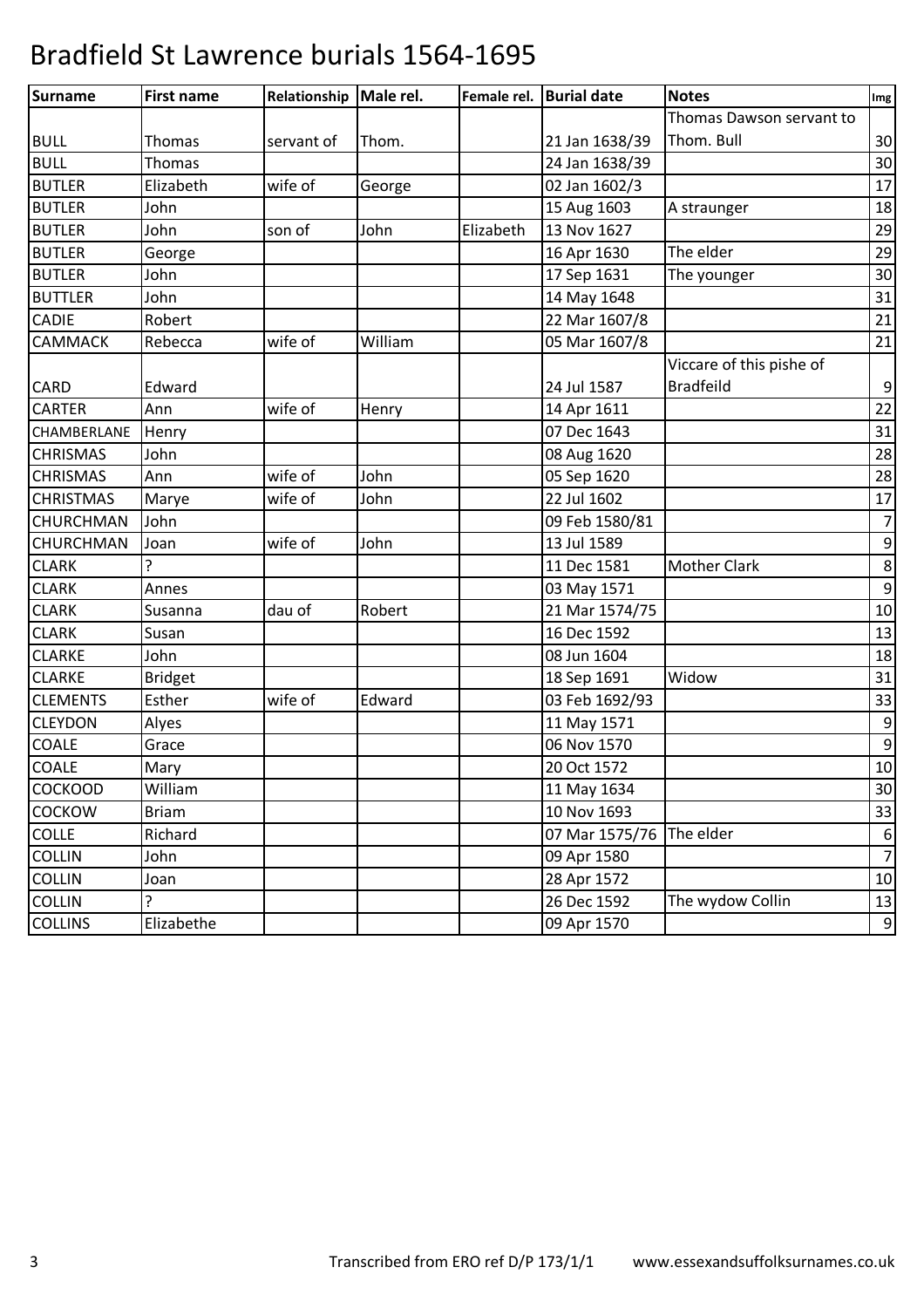# Bradfield St Lawrence burials 1564-1695

| Surname | First name | Relationship | Male rel. | Female rel. | Burial date | Notes | Img |
|---|---|---|---|---|---|---|---|
| BULL | Thomas | servant of | Thom. | | 21 Jan 1638/39 | Thomas Dawson servant to Thom. Bull | 30 |
| BULL | Thomas | | | | 24 Jan 1638/39 | | 30 |
| BUTLER | Elizabeth | wife of | George | | 02 Jan 1602/3 | | 17 |
| BUTLER | John | | | | 15 Aug 1603 | A straunger | 18 |
| BUTLER | John | son of | John | Elizabeth | 13 Nov 1627 | | 29 |
| BUTLER | George | | | | 16 Apr 1630 | The elder | 29 |
| BUTLER | John | | | | 17 Sep 1631 | The younger | 30 |
| BUTTLER | John | | | | 14 May 1648 | | 31 |
| CADIE | Robert | | | | 22 Mar 1607/8 | | 21 |
| CAMMACK | Rebecca | wife of | William | | 05 Mar 1607/8 | | 21 |
| CARD | Edward | | | | 24 Jul 1587 | Viccare of this pishe of Bradfeild | 9 |
| CARTER | Ann | wife of | Henry | | 14 Apr 1611 | | 22 |
| CHAMBERLANE | Henry | | | | 07 Dec 1643 | | 31 |
| CHRISMAS | John | | | | 08 Aug 1620 | | 28 |
| CHRISMAS | Ann | wife of | John | | 05 Sep 1620 | | 28 |
| CHRISTMAS | Marye | wife of | John | | 22 Jul 1602 | | 17 |
| CHURCHMAN | John | | | | 09 Feb 1580/81 | | 7 |
| CHURCHMAN | Joan | wife of | John | | 13 Jul 1589 | | 9 |
| CLARK | ? | | | | 11 Dec 1581 | Mother Clark | 8 |
| CLARK | Annes | | | | 03 May 1571 | | 9 |
| CLARK | Susanna | dau of | Robert | | 21 Mar 1574/75 | | 10 |
| CLARK | Susan | | | | 16 Dec 1592 | | 13 |
| CLARKE | John | | | | 08 Jun 1604 | | 18 |
| CLARKE | Bridget | | | | 18 Sep 1691 | Widow | 31 |
| CLEMENTS | Esther | wife of | Edward | | 03 Feb 1692/93 | | 33 |
| CLEYDON | Alyes | | | | 11 May 1571 | | 9 |
| COALE | Grace | | | | 06 Nov 1570 | | 9 |
| COALE | Mary | | | | 20 Oct 1572 | | 10 |
| COCKOOD | William | | | | 11 May 1634 | | 30 |
| COCKOW | Briam | | | | 10 Nov 1693 | | 33 |
| COLLE | Richard | | | | 07 Mar 1575/76 | The elder | 6 |
| COLLIN | John | | | | 09 Apr 1580 | | 7 |
| COLLIN | Joan | | | | 28 Apr 1572 | | 10 |
| COLLIN | ? | | | | 26 Dec 1592 | The wydow Collin | 13 |
| COLLINS | Elizabethe | | | | 09 Apr 1570 | | 9 |

Transcribed from ERO ref D/P 173/1/1 www.essexandsuffolksurnames.co.uk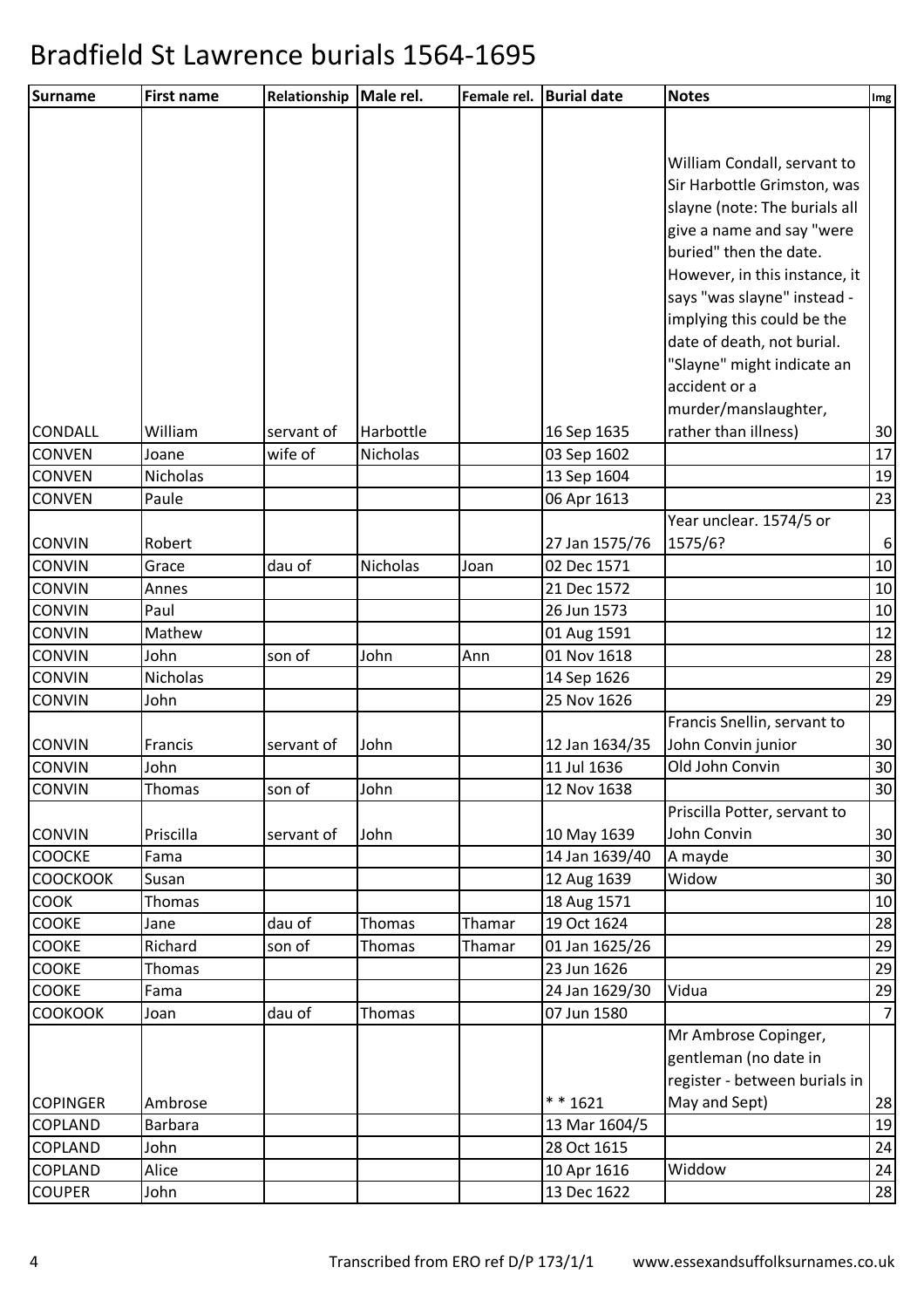# Bradfield St Lawrence burials 1564-1695

| Surname | First name | Relationship | Male rel. | Female rel. | Burial date | Notes | Img |
|---|---|---|---|---|---|---|---|
| CONDALL | William | servant of | Harbottle | | 16 Sep 1635 | William Condall, servant to Sir Harbottle Grimston, was slayne (note: The burials all give a name and say "were buried" then the date. However, in this instance, it says "was slayne" instead - implying this could be the date of death, not burial. "Slayne" might indicate an accident or a murder/manslaughter, rather than illness) | 30 |
| CONVEN | Joane | wife of | Nicholas | | 03 Sep 1602 | | 17 |
| CONVEN | Nicholas | | | | 13 Sep 1604 | | 19 |
| CONVEN | Paule | | | | 06 Apr 1613 | | 23 |
| CONVIN | Robert | | | | 27 Jan 1575/76 | Year unclear. 1574/5 or 1575/6? | 6 |
| CONVIN | Grace | dau of | Nicholas | Joan | 02 Dec 1571 | | 10 |
| CONVIN | Annes | | | | 21 Dec 1572 | | 10 |
| CONVIN | Paul | | | | 26 Jun 1573 | | 10 |
| CONVIN | Mathew | | | | 01 Aug 1591 | | 12 |
| CONVIN | John | son of | John | Ann | 01 Nov 1618 | | 28 |
| CONVIN | Nicholas | | | | 14 Sep 1626 | | 29 |
| CONVIN | John | | | | 25 Nov 1626 | | 29 |
| CONVIN | Francis | servant of | John | | 12 Jan 1634/35 | Francis Snellin, servant to John Convin junior | 30 |
| CONVIN | John | | | | 11 Jul 1636 | Old John Convin | 30 |
| CONVIN | Thomas | son of | John | | 12 Nov 1638 | | 30 |
| CONVIN | Priscilla | servant of | John | | 10 May 1639 | Priscilla Potter, servant to John Convin | 30 |
| COOCKE | Fama | | | | 14 Jan 1639/40 | A mayde | 30 |
| COOCKOOK | Susan | | | | 12 Aug 1639 | Widow | 30 |
| COOK | Thomas | | | | 18 Aug 1571 | | 10 |
| COOKE | Jane | dau of | Thomas | Thamar | 19 Oct 1624 | | 28 |
| COOKE | Richard | son of | Thomas | Thamar | 01 Jan 1625/26 | | 29 |
| COOKE | Thomas | | | | 23 Jun 1626 | | 29 |
| COOKE | Fama | | | | 24 Jan 1629/30 | Vidua | 29 |
| COOKOOK | Joan | dau of | Thomas | | 07 Jun 1580 | | 7 |
| COPINGER | Ambrose | | | | * * 1621 | Mr Ambrose Copinger, gentleman (no date in register - between burials in May and Sept) | 28 |
| COPLAND | Barbara | | | | 13 Mar 1604/5 | | 19 |
| COPLAND | John | | | | 28 Oct 1615 | | 24 |
| COPLAND | Alice | | | | 10 Apr 1616 | Widdow | 24 |
| COUPER | John | | | | 13 Dec 1622 | | 28 |

Transcribed from ERO ref D/P 173/1/1 www.essexandsuffolksurnames.co.uk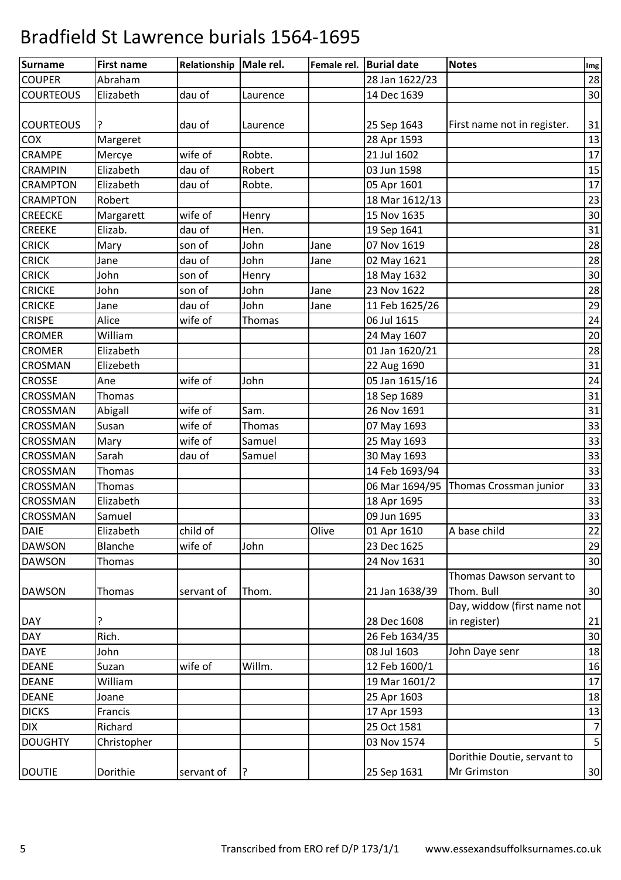# Bradfield St Lawrence burials 1564-1695

| Surname | First name | Relationship | Male rel. | Female rel. | Burial date | Notes | Img |
|---|---|---|---|---|---|---|---|
| COUPER | Abraham | | | | 28 Jan 1622/23 | | 28 |
| COURTEOUS | Elizabeth | dau of | Laurence | | 14 Dec 1639 | | 30 |
| COURTEOUS | ? | dau of | Laurence | | 25 Sep 1643 | First name not in register. | 31 |
| COX | Margeret | | | | 28 Apr 1593 | | 13 |
| CRAMPE | Mercye | wife of | Robte. | | 21 Jul 1602 | | 17 |
| CRAMPIN | Elizabeth | dau of | Robert | | 03 Jun 1598 | | 15 |
| CRAMPTON | Elizabeth | dau of | Robte. | | 05 Apr 1601 | | 17 |
| CRAMPTON | Robert | | | | 18 Mar 1612/13 | | 23 |
| CREECKE | Margarett | wife of | Henry | | 15 Nov 1635 | | 30 |
| CREEKE | Elizab. | dau of | Hen. | | 19 Sep 1641 | | 31 |
| CRICK | Mary | son of | John | Jane | 07 Nov 1619 | | 28 |
| CRICK | Jane | dau of | John | Jane | 02 May 1621 | | 28 |
| CRICK | John | son of | Henry | | 18 May 1632 | | 30 |
| CRICKE | John | son of | John | Jane | 23 Nov 1622 | | 28 |
| CRICKE | Jane | dau of | John | Jane | 11 Feb 1625/26 | | 29 |
| CRISPE | Alice | wife of | Thomas | | 06 Jul 1615 | | 24 |
| CROMER | William | | | | 24 May 1607 | | 20 |
| CROMER | Elizabeth | | | | 01 Jan 1620/21 | | 28 |
| CROSMAN | Elizebeth | | | | 22 Aug 1690 | | 31 |
| CROSSE | Ane | wife of | John | | 05 Jan 1615/16 | | 24 |
| CROSSMAN | Thomas | | | | 18 Sep 1689 | | 31 |
| CROSSMAN | Abigall | wife of | Sam. | | 26 Nov 1691 | | 31 |
| CROSSMAN | Susan | wife of | Thomas | | 07 May 1693 | | 33 |
| CROSSMAN | Mary | wife of | Samuel | | 25 May 1693 | | 33 |
| CROSSMAN | Sarah | dau of | Samuel | | 30 May 1693 | | 33 |
| CROSSMAN | Thomas | | | | 14 Feb 1693/94 | | 33 |
| CROSSMAN | Thomas | | | | 06 Mar 1694/95 | Thomas Crossman junior | 33 |
| CROSSMAN | Elizabeth | | | | 18 Apr 1695 | | 33 |
| CROSSMAN | Samuel | | | | 09 Jun 1695 | | 33 |
| DAIE | Elizabeth | child of | | Olive | 01 Apr 1610 | A base child | 22 |
| DAWSON | Blanche | wife of | John | | 23 Dec 1625 | | 29 |
| DAWSON | Thomas | | | | 24 Nov 1631 | | 30 |
| DAWSON | Thomas | servant of | Thom. | | 21 Jan 1638/39 | Thomas Dawson servant to Thom. Bull | 30 |
| DAY | ? | | | | 28 Dec 1608 | Day, widdow (first name not in register) | 21 |
| DAY | Rich. | | | | 26 Feb 1634/35 | | 30 |
| DAYE | John | | | | 08 Jul 1603 | John Daye senr | 18 |
| DEANE | Suzan | wife of | Willm. | | 12 Feb 1600/1 | | 16 |
| DEANE | William | | | | 19 Mar 1601/2 | | 17 |
| DEANE | Joane | | | | 25 Apr 1603 | | 18 |
| DICKS | Francis | | | | 17 Apr 1593 | | 13 |
| DIX | Richard | | | | 25 Oct 1581 | | 7 |
| DOUGHTY | Christopher | | | | 03 Nov 1574 | | 5 |
| DOUTIE | Dorithie | servant of | ? | | 25 Sep 1631 | Dorithie Doutie, servant to Mr Grimston | 30 |

Transcribed from ERO ref D/P 173/1/1 www.essexandsuffolksurnames.co.uk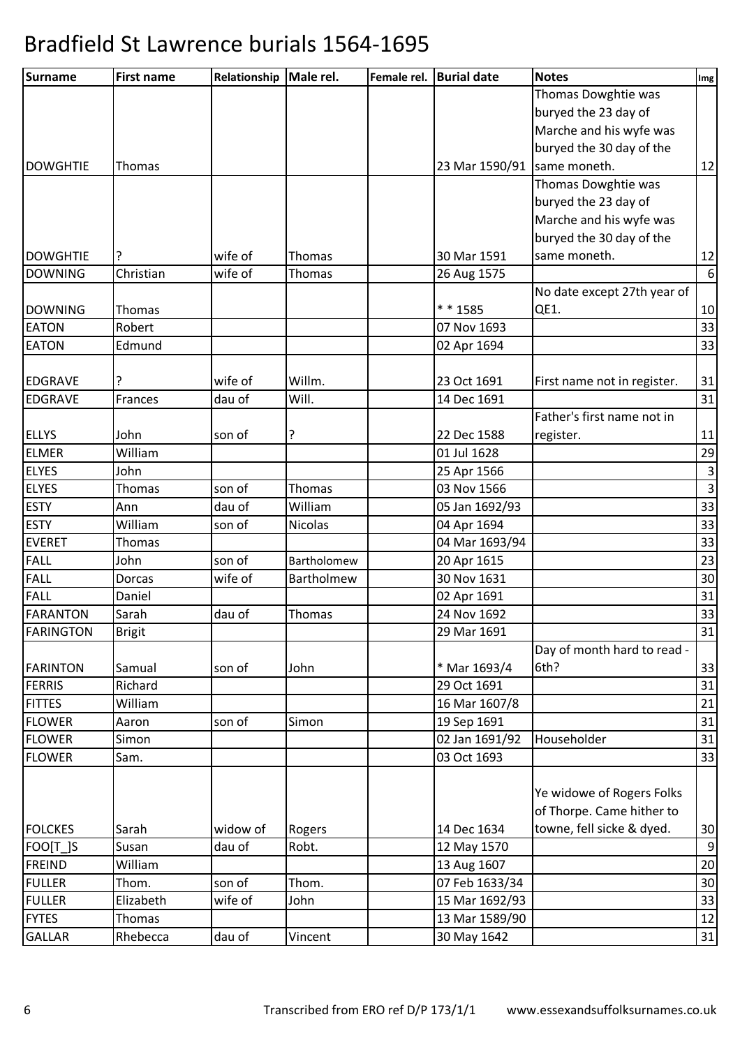# Bradfield St Lawrence burials 1564-1695

| Surname | First name | Relationship | Male rel. | Female rel. | Burial date | Notes | Img |
|---|---|---|---|---|---|---|---|
| DOWGHTIE | Thomas | | | | 23 Mar 1590/91 | Thomas Dowghtie was buryed the 23 day of Marche and his wyfe was buryed the 30 day of the same moneth. | 12 |
| DOWGHTIE | ? | wife of | Thomas | | 30 Mar 1591 | Thomas Dowghtie was buryed the 23 day of Marche and his wyfe was buryed the 30 day of the same moneth. | 12 |
| DOWNING | Christian | wife of | Thomas | | 26 Aug 1575 | | 6 |
| DOWNING | Thomas | | | | * * 1585 | No date except 27th year of QE1. | 10 |
| EATON | Robert | | | | 07 Nov 1693 | | 33 |
| EATON | Edmund | | | | 02 Apr 1694 | | 33 |
| EDGRAVE | ? | wife of | Willm. | | 23 Oct 1691 | First name not in register. | 31 |
| EDGRAVE | Frances | dau of | Will. | | 14 Dec 1691 | | 31 |
| ELLYS | John | son of | ? | | 22 Dec 1588 | Father's first name not in register. | 11 |
| ELMER | William | | | | 01 Jul 1628 | | 29 |
| ELYES | John | | | | 25 Apr 1566 | | 3 |
| ELYES | Thomas | son of | Thomas | | 03 Nov 1566 | | 3 |
| ESTY | Ann | dau of | William | | 05 Jan 1692/93 | | 33 |
| ESTY | William | son of | Nicolas | | 04 Apr 1694 | | 33 |
| EVERET | Thomas | | | | 04 Mar 1693/94 | | 33 |
| FALL | John | son of | Bartholomew | | 20 Apr 1615 | | 23 |
| FALL | Dorcas | wife of | Bartholmew | | 30 Nov 1631 | | 30 |
| FALL | Daniel | | | | 02 Apr 1691 | | 31 |
| FARANTON | Sarah | dau of | Thomas | | 24 Nov 1692 | | 33 |
| FARINGTON | Brigit | | | | 29 Mar 1691 | | 31 |
| FARINTON | Samual | son of | John | | * Mar 1693/4 | Day of month hard to read - 6th? | 33 |
| FERRIS | Richard | | | | 29 Oct 1691 | | 31 |
| FITTES | William | | | | 16 Mar 1607/8 | | 21 |
| FLOWER | Aaron | son of | Simon | | 19 Sep 1691 | | 31 |
| FLOWER | Simon | | | | 02 Jan 1691/92 | Householder | 31 |
| FLOWER | Sam. | | | | 03 Oct 1693 | | 33 |
| FOLCKES | Sarah | widow of | Rogers | | 14 Dec 1634 | Ye widowe of Rogers Folks of Thorpe. Came hither to towne, fell sicke & dyed. | 30 |
| FOO[T_]S | Susan | dau of | Robt. | | 12 May 1570 | | 9 |
| FREIND | William | | | | 13 Aug 1607 | | 20 |
| FULLER | Thom. | son of | Thom. | | 07 Feb 1633/34 | | 30 |
| FULLER | Elizabeth | wife of | John | | 15 Mar 1692/93 | | 33 |
| FYTES | Thomas | | | | 13 Mar 1589/90 | | 12 |
| GALLAR | Rhebecca | dau of | Vincent | | 30 May 1642 | | 31 |

Transcribed from ERO ref D/P 173/1/1 www.essexandsuffolksurnames.co.uk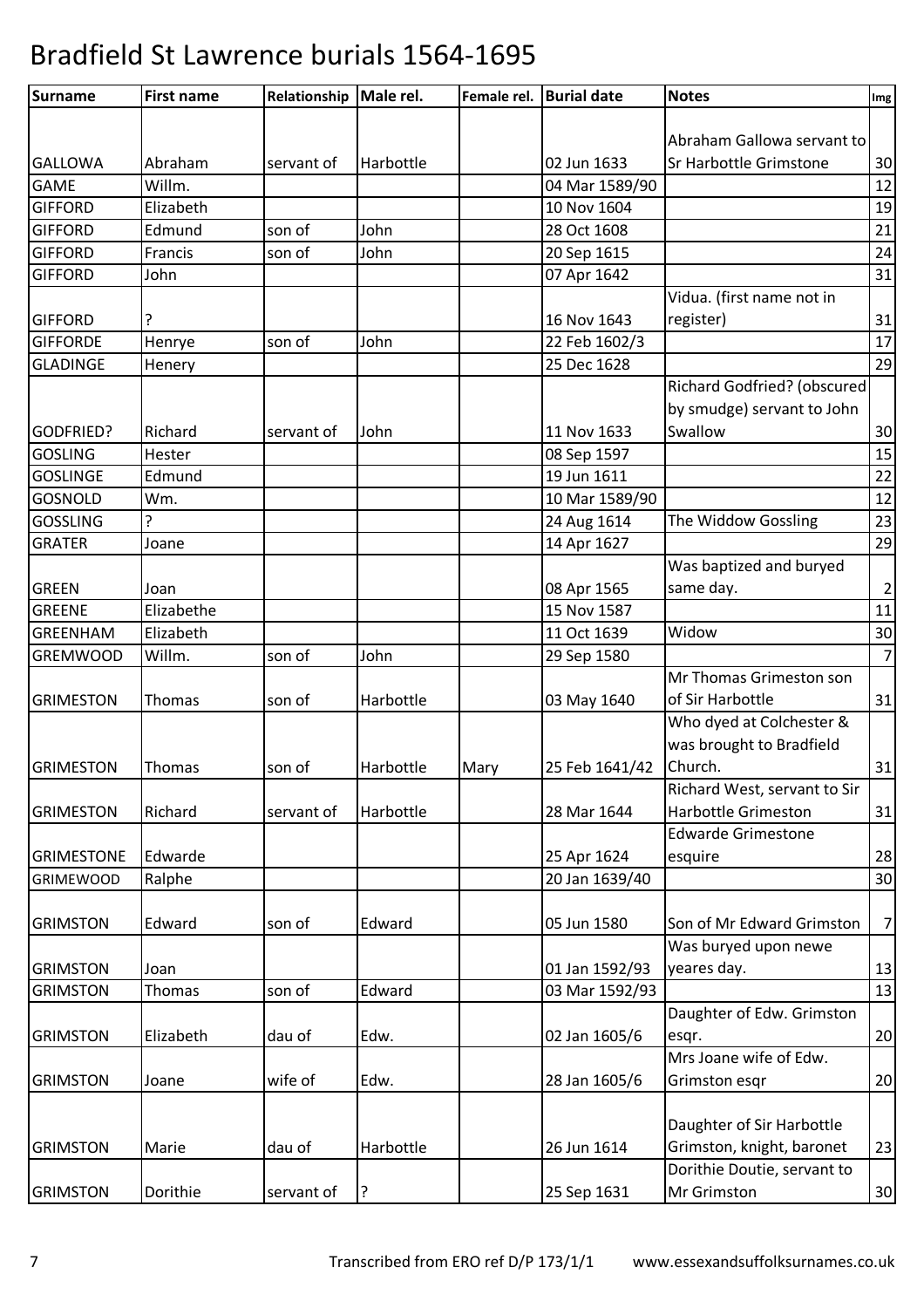# Bradfield St Lawrence burials 1564-1695

| Surname | First name | Relationship | Male rel. | Female rel. | Burial date | Notes | Img |
|---|---|---|---|---|---|---|---|
| GALLOWA | Abraham | servant of | Harbottle | | 02 Jun 1633 | Abraham Gallowa servant to Sr Harbottle Grimstone | 30 |
| GAME | Willm. | | | | 04 Mar 1589/90 | | 12 |
| GIFFORD | Elizabeth | | | | 10 Nov 1604 | | 19 |
| GIFFORD | Edmund | son of | John | | 28 Oct 1608 | | 21 |
| GIFFORD | Francis | son of | John | | 20 Sep 1615 | | 24 |
| GIFFORD | John | | | | 07 Apr 1642 | | 31 |
| GIFFORD | ? | | | | 16 Nov 1643 | Vidua. (first name not in register) | 31 |
| GIFFORDE | Henrye | son of | John | | 22 Feb 1602/3 | | 17 |
| GLADINGE | Henery | | | | 25 Dec 1628 | | 29 |
| GODFRIED? | Richard | servant of | John | | 11 Nov 1633 | Richard Godfried? (obscured by smudge) servant to John Swallow | 30 |
| GOSLING | Hester | | | | 08 Sep 1597 | | 15 |
| GOSLINGE | Edmund | | | | 19 Jun 1611 | | 22 |
| GOSNOLD | Wm. | | | | 10 Mar 1589/90 | | 12 |
| GOSSLING | ? | | | | 24 Aug 1614 | The Widdow Gossling | 23 |
| GRATER | Joane | | | | 14 Apr 1627 | | 29 |
| GREEN | Joan | | | | 08 Apr 1565 | Was baptized and buryed same day. | 2 |
| GREENE | Elizabethe | | | | 15 Nov 1587 | | 11 |
| GREENHAM | Elizabeth | | | | 11 Oct 1639 | Widow | 30 |
| GREMWOOD | Willm. | son of | John | | 29 Sep 1580 | | 7 |
| GRIMESTON | Thomas | son of | Harbottle | | 03 May 1640 | Mr Thomas Grimeston son of Sir Harbottle | 31 |
| GRIMESTON | Thomas | son of | Harbottle | Mary | 25 Feb 1641/42 | Who dyed at Colchester & was brought to Bradfield Church. | 31 |
| GRIMESTON | Richard | servant of | Harbottle | | 28 Mar 1644 | Richard West, servant to Sir Harbottle Grimeston | 31 |
| GRIMESTONE | Edwarde | | | | 25 Apr 1624 | Edwarde Grimestone esquire | 28 |
| GRIMEWOOD | Ralphe | | | | 20 Jan 1639/40 | | 30 |
| GRIMSTON | Edward | son of | Edward | | 05 Jun 1580 | Son of Mr Edward Grimston | 7 |
| GRIMSTON | Joan | | | | 01 Jan 1592/93 | Was buryed upon newe yeares day. | 13 |
| GRIMSTON | Thomas | son of | Edward | | 03 Mar 1592/93 | | 13 |
| GRIMSTON | Elizabeth | dau of | Edw. | | 02 Jan 1605/6 | Daughter of Edw. Grimston esqr. | 20 |
| GRIMSTON | Joane | wife of | Edw. | | 28 Jan 1605/6 | Mrs Joane wife of Edw. Grimston esqr | 20 |
| GRIMSTON | Marie | dau of | Harbottle | | 26 Jun 1614 | Daughter of Sir Harbottle Grimston, knight, baronet | 23 |
| GRIMSTON | Dorithie | servant of | ? | | 25 Sep 1631 | Dorithie Doutie, servant to Mr Grimston | 30 |

Transcribed from ERO ref D/P 173/1/1 www.essexandsuffolksurnames.co.uk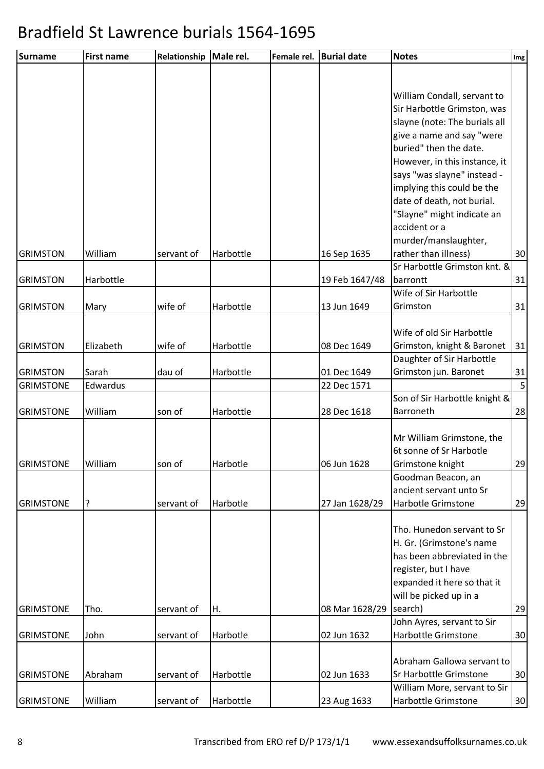# Bradfield St Lawrence burials 1564-1695

| Surname | First name | Relationship | Male rel. | Female rel. | Burial date | Notes | Img |
|---|---|---|---|---|---|---|---|
| GRIMSTON | William | servant of | Harbottle | | 16 Sep 1635 | William Condall, servant to Sir Harbottle Grimston, was slayne (note: The burials all give a name and say "were buried" then the date. However, in this instance, it says "was slayne" instead - implying this could be the date of death, not burial. "Slayne" might indicate an accident or a murder/manslaughter, rather than illness) | 30 |
| GRIMSTON | Harbottle | | | | 19 Feb 1647/48 | Sr Harbottle Grimston knt. & barrontt | 31 |
| GRIMSTON | Mary | wife of | Harbottle | | 13 Jun 1649 | Wife of Sir Harbottle Grimston | 31 |
| GRIMSTON | Elizabeth | wife of | Harbottle | | 08 Dec 1649 | Wife of old Sir Harbottle Grimston, knight & Baronet | 31 |
| GRIMSTON | Sarah | dau of | Harbottle | | 01 Dec 1649 | Daughter of Sir Harbottle Grimston jun. Baronet | 31 |
| GRIMSTONE | Edwardus | | | | 22 Dec 1571 | | 5 |
| GRIMSTONE | William | son of | Harbottle | | 28 Dec 1618 | Son of Sir Harbottle knight & Barroneth | 28 |
| GRIMSTONE | William | son of | Harbotle | | 06 Jun 1628 | Mr William Grimstone, the 6t sonne of Sr Harbotle Grimstone knight | 29 |
| GRIMSTONE | ? | servant of | Harbotle | | 27 Jan 1628/29 | Goodman Beacon, an ancient servant unto Sr Harbotle Grimstone | 29 |
| GRIMSTONE | Tho. | servant of | H. | | 08 Mar 1628/29 | Tho. Hunedon servant to Sr H. Gr. (Grimstone's name has been abbreviated in the register, but I have expanded it here so that it will be picked up in a search) | 29 |
| GRIMSTONE | John | servant of | Harbotle | | 02 Jun 1632 | John Ayres, servant to Sir Harbottle Grimstone | 30 |
| GRIMSTONE | Abraham | servant of | Harbottle | | 02 Jun 1633 | Abraham Gallowa servant to Sr Harbottle Grimstone | 30 |
| GRIMSTONE | William | servant of | Harbottle | | 23 Aug 1633 | William More, servant to Sir Harbottle Grimstone | 30 |

Transcribed from ERO ref D/P 173/1/1 www.essexandsuffolksurnames.co.uk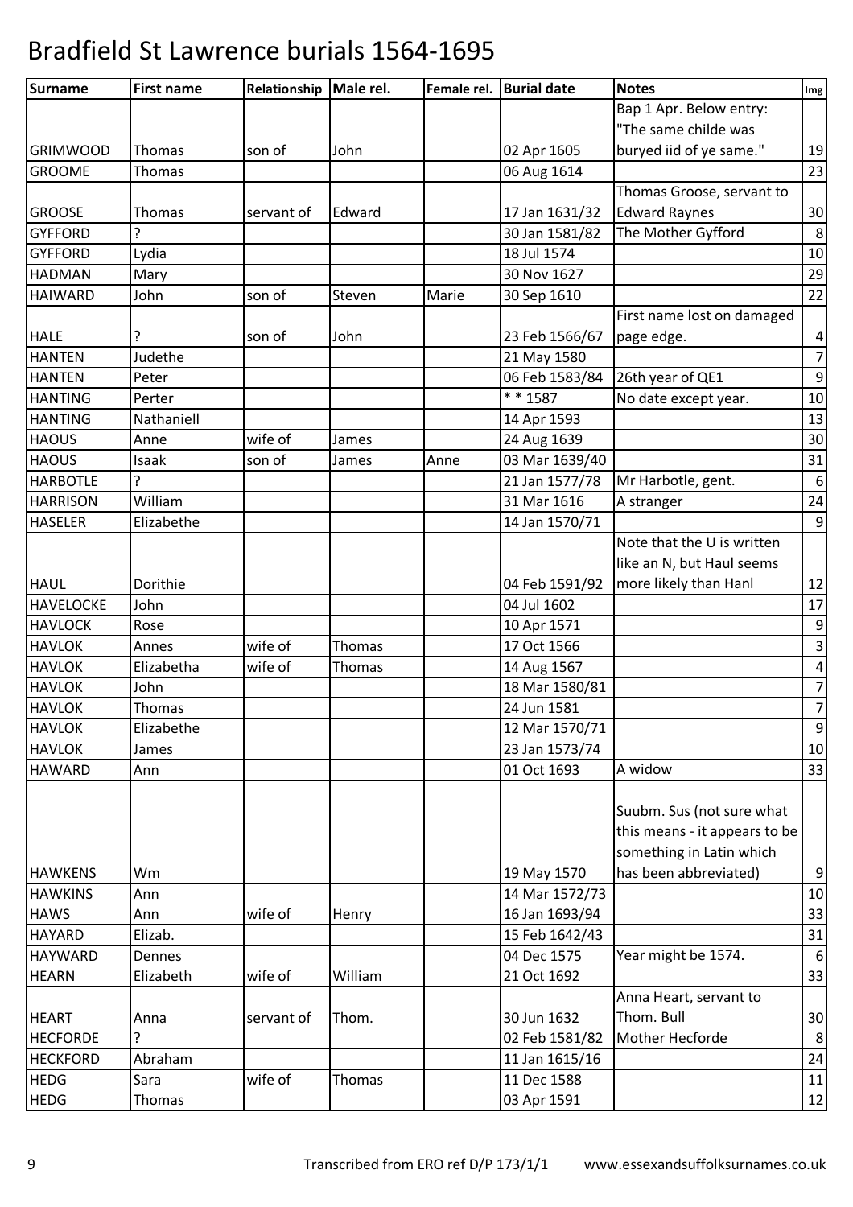# Bradfield St Lawrence burials 1564-1695

| Surname | First name | Relationship | Male rel. | Female rel. | Burial date | Notes | Img |
|---|---|---|---|---|---|---|---|
| GRIMWOOD | Thomas | son of | John | | 02 Apr 1605 | Bap 1 Apr. Below entry: "The same childe was buryed iid of ye same." | 19 |
| GROOME | Thomas | | | | 06 Aug 1614 | | 23 |
| GROOSE | Thomas | servant of | Edward | | 17 Jan 1631/32 | Thomas Groose, servant to Edward Raynes | 30 |
| GYFFORD | ? | | | | 30 Jan 1581/82 | The Mother Gyfford | 8 |
| GYFFORD | Lydia | | | | 18 Jul 1574 | | 10 |
| HADMAN | Mary | | | | 30 Nov 1627 | | 29 |
| HAIWARD | John | son of | Steven | Marie | 30 Sep 1610 | | 22 |
| HALE | ? | son of | John | | 23 Feb 1566/67 | First name lost on damaged page edge. | 4 |
| HANTEN | Judethe | | | | 21 May 1580 | | 7 |
| HANTEN | Peter | | | | 06 Feb 1583/84 | 26th year of QE1 | 9 |
| HANTING | Perter | | | | * * 1587 | No date except year. | 10 |
| HANTING | Nathaniell | | | | 14 Apr 1593 | | 13 |
| HAOUS | Anne | wife of | James | | 24 Aug 1639 | | 30 |
| HAOUS | Isaak | son of | James | Anne | 03 Mar 1639/40 | | 31 |
| HARBOTLE | ? | | | | 21 Jan 1577/78 | Mr Harbotle, gent. | 6 |
| HARRISON | William | | | | 31 Mar 1616 | A stranger | 24 |
| HASELER | Elizabethe | | | | 14 Jan 1570/71 | | 9 |
| HAUL | Dorithie | | | | 04 Feb 1591/92 | Note that the U is written like an N, but Haul seems more likely than Hanl | 12 |
| HAVELOCKE | John | | | | 04 Jul 1602 | | 17 |
| HAVLOCK | Rose | | | | 10 Apr 1571 | | 9 |
| HAVLOK | Annes | wife of | Thomas | | 17 Oct 1566 | | 3 |
| HAVLOK | Elizabetha | wife of | Thomas | | 14 Aug 1567 | | 4 |
| HAVLOK | John | | | | 18 Mar 1580/81 | | 7 |
| HAVLOK | Thomas | | | | 24 Jun 1581 | | 7 |
| HAVLOK | Elizabethe | | | | 12 Mar 1570/71 | | 9 |
| HAVLOK | James | | | | 23 Jan 1573/74 | | 10 |
| HAWARD | Ann | | | | 01 Oct 1693 | A widow | 33 |
| HAWKENS | Wm | | | | 19 May 1570 | Suubm. Sus (not sure what this means - it appears to be something in Latin which has been abbreviated) | 9 |
| HAWKINS | Ann | | | | 14 Mar 1572/73 | | 10 |
| HAWS | Ann | wife of | Henry | | 16 Jan 1693/94 | | 33 |
| HAYARD | Elizab. | | | | 15 Feb 1642/43 | | 31 |
| HAYWARD | Dennes | | | | 04 Dec 1575 | Year might be 1574. | 6 |
| HEARN | Elizabeth | wife of | William | | 21 Oct 1692 | | 33 |
| HEART | Anna | servant of | Thom. | | 30 Jun 1632 | Anna Heart, servant to Thom. Bull | 30 |
| HECFORDE | ? | | | | 02 Feb 1581/82 | Mother Hecforde | 8 |
| HECKFORD | Abraham | | | | 11 Jan 1615/16 | | 24 |
| HEDG | Sara | wife of | Thomas | | 11 Dec 1588 | | 11 |
| HEDG | Thomas | | | | 03 Apr 1591 | | 12 |

Transcribed from ERO ref D/P 173/1/1    www.essexandsuffolksurnames.co.uk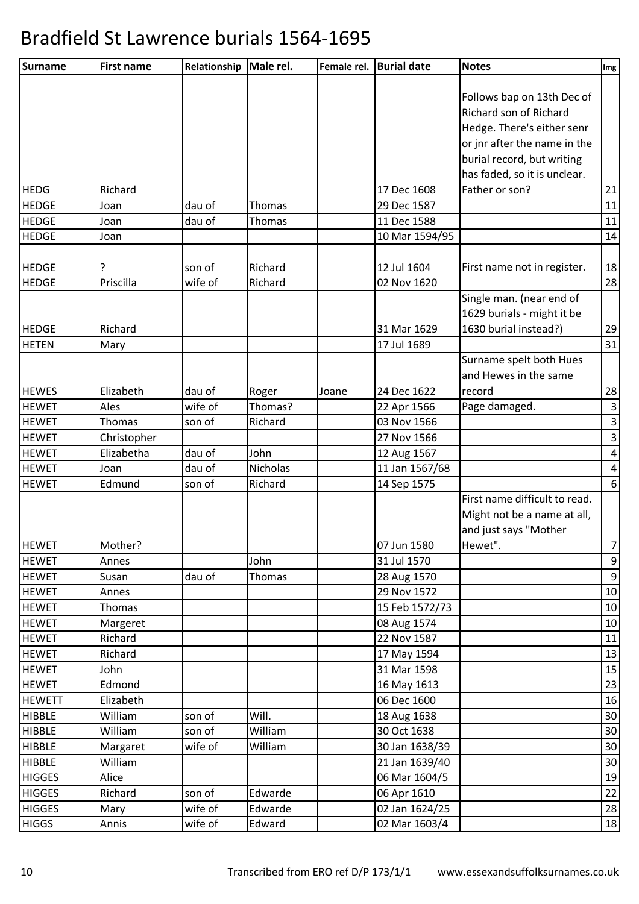# Bradfield St Lawrence burials 1564-1695

| Surname | First name | Relationship | Male rel. | Female rel. | Burial date | Notes | Img |
|---|---|---|---|---|---|---|---|
| HEDG | Richard | | | | 17 Dec 1608 | Follows bap on 13th Dec of Richard son of Richard Hedge. There's either senr or jnr after the name in the burial record, but writing has faded, so it is unclear. Father or son? | 21 |
| HEDGE | Joan | dau of | Thomas | | 29 Dec 1587 | | 11 |
| HEDGE | Joan | dau of | Thomas | | 11 Dec 1588 | | 11 |
| HEDGE | Joan | | | | 10 Mar 1594/95 | | 14 |
| HEDGE | ? | son of | Richard | | 12 Jul 1604 | First name not in register. | 18 |
| HEDGE | Priscilla | wife of | Richard | | 02 Nov 1620 | | 28 |
| HEDGE | Richard | | | | 31 Mar 1629 | Single man. (near end of 1629 burials - might it be 1630 burial instead?) | 29 |
| HETEN | Mary | | | | 17 Jul 1689 | | 31 |
| HEWES | Elizabeth | dau of | Roger | Joane | 24 Dec 1622 | Surname spelt both Hues and Hewes in the same record | 28 |
| HEWET | Ales | wife of | Thomas? | | 22 Apr 1566 | Page damaged. | 3 |
| HEWET | Thomas | son of | Richard | | 03 Nov 1566 | | 3 |
| HEWET | Christopher | | | | 27 Nov 1566 | | 3 |
| HEWET | Elizabetha | dau of | John | | 12 Aug 1567 | | 4 |
| HEWET | Joan | dau of | Nicholas | | 11 Jan 1567/68 | | 4 |
| HEWET | Edmund | son of | Richard | | 14 Sep 1575 | | 6 |
| HEWET | Mother? | | | | 07 Jun 1580 | First name difficult to read. Might not be a name at all, and just says "Mother Hewet". | 7 |
| HEWET | Annes | | John | | 31 Jul 1570 | | 9 |
| HEWET | Susan | dau of | Thomas | | 28 Aug 1570 | | 9 |
| HEWET | Annes | | | | 29 Nov 1572 | | 10 |
| HEWET | Thomas | | | | 15 Feb 1572/73 | | 10 |
| HEWET | Margeret | | | | 08 Aug 1574 | | 10 |
| HEWET | Richard | | | | 22 Nov 1587 | | 11 |
| HEWET | Richard | | | | 17 May 1594 | | 13 |
| HEWET | John | | | | 31 Mar 1598 | | 15 |
| HEWET | Edmond | | | | 16 May 1613 | | 23 |
| HEWETT | Elizabeth | | | | 06 Dec 1600 | | 16 |
| HIBBLE | William | son of | Will. | | 18 Aug 1638 | | 30 |
| HIBBLE | William | son of | William | | 30 Oct 1638 | | 30 |
| HIBBLE | Margaret | wife of | William | | 30 Jan 1638/39 | | 30 |
| HIBBLE | William | | | | 21 Jan 1639/40 | | 30 |
| HIGGES | Alice | | | | 06 Mar 1604/5 | | 19 |
| HIGGES | Richard | son of | Edwarde | | 06 Apr 1610 | | 22 |
| HIGGES | Mary | wife of | Edwarde | | 02 Jan 1624/25 | | 28 |
| HIGGS | Annis | wife of | Edward | | 02 Mar 1603/4 | | 18 |

Transcribed from ERO ref D/P 173/1/1 www.essexandsuffolksurnames.co.uk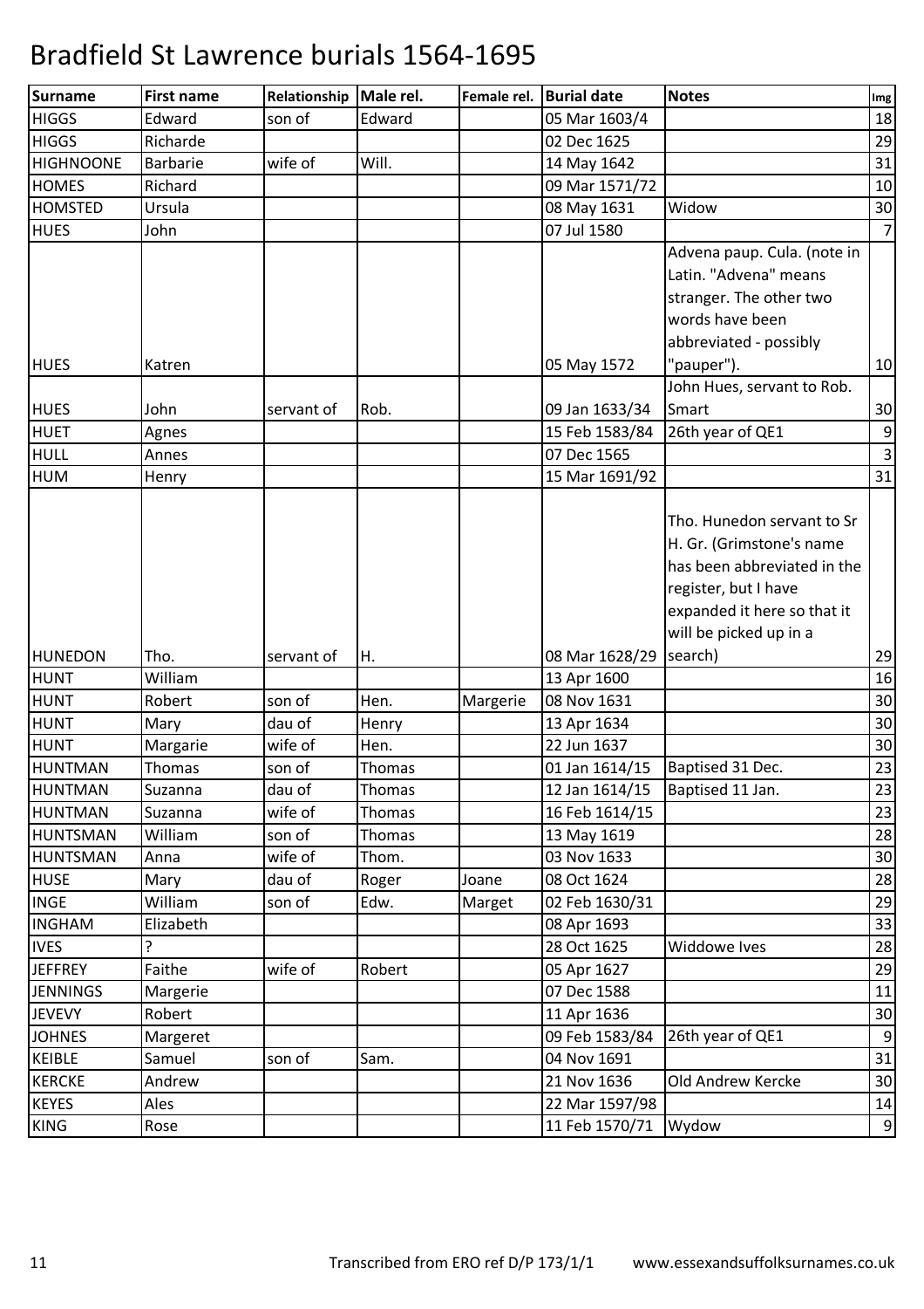# Bradfield St Lawrence burials 1564-1695

| Surname | First name | Relationship | Male rel. | Female rel. | Burial date | Notes | Img |
|---|---|---|---|---|---|---|---|
| HIGGS | Edward | son of | Edward | | 05 Mar 1603/4 | | 18 |
| HIGGS | Richarde | | | | 02 Dec 1625 | | 29 |
| HIGHNOONE | Barbarie | wife of | Will. | | 14 May 1642 | | 31 |
| HOMES | Richard | | | | 09 Mar 1571/72 | | 10 |
| HOMSTED | Ursula | | | | 08 May 1631 | Widow | 30 |
| HUES | John | | | | 07 Jul 1580 | | 7 |
| HUES | Katren | | | | 05 May 1572 | Advena paup. Cula. (note in Latin. "Advena" means stranger. The other two words have been abbreviated - possibly "pauper"). | 10 |
| HUES | John | servant of | Rob. | | 09 Jan 1633/34 | John Hues, servant to Rob. Smart | 30 |
| HUET | Agnes | | | | 15 Feb 1583/84 | 26th year of QE1 | 9 |
| HULL | Annes | | | | 07 Dec 1565 | | 3 |
| HUM | Henry | | | | 15 Mar 1691/92 | | 31 |
| HUNEDON | Tho. | servant of | H. | | 08 Mar 1628/29 | Tho. Hunedon servant to Sr H. Gr. (Grimstone's name has been abbreviated in the register, but I have expanded it here so that it will be picked up in a search) | 29 |
| HUNT | William | | | | 13 Apr 1600 | | 16 |
| HUNT | Robert | son of | Hen. | Margerie | 08 Nov 1631 | | 30 |
| HUNT | Mary | dau of | Henry | | 13 Apr 1634 | | 30 |
| HUNT | Margarie | wife of | Hen. | | 22 Jun 1637 | | 30 |
| HUNTMAN | Thomas | son of | Thomas | | 01 Jan 1614/15 | Baptised 31 Dec. | 23 |
| HUNTMAN | Suzanna | dau of | Thomas | | 12 Jan 1614/15 | Baptised 11 Jan. | 23 |
| HUNTMAN | Suzanna | wife of | Thomas | | 16 Feb 1614/15 | | 23 |
| HUNTSMAN | William | son of | Thomas | | 13 May 1619 | | 28 |
| HUNTSMAN | Anna | wife of | Thom. | | 03 Nov 1633 | | 30 |
| HUSE | Mary | dau of | Roger | Joane | 08 Oct 1624 | | 28 |
| INGE | William | son of | Edw. | Marget | 02 Feb 1630/31 | | 29 |
| INGHAM | Elizabeth | | | | 08 Apr 1693 | | 33 |
| IVES | ? | | | | 28 Oct 1625 | Widdowe Ives | 28 |
| JEFFREY | Faithe | wife of | Robert | | 05 Apr 1627 | | 29 |
| JENNINGS | Margerie | | | | 07 Dec 1588 | | 11 |
| JEVEVY | Robert | | | | 11 Apr 1636 | | 30 |
| JOHNES | Margeret | | | | 09 Feb 1583/84 | 26th year of QE1 | 9 |
| KEIBLE | Samuel | son of | Sam. | | 04 Nov 1691 | | 31 |
| KERCKE | Andrew | | | | 21 Nov 1636 | Old Andrew Kercke | 30 |
| KEYES | Ales | | | | 22 Mar 1597/98 | | 14 |
| KING | Rose | | | | 11 Feb 1570/71 | Wydow | 9 |

Transcribed from ERO ref D/P 173/1/1 www.essexandsuffolksurnames.co.uk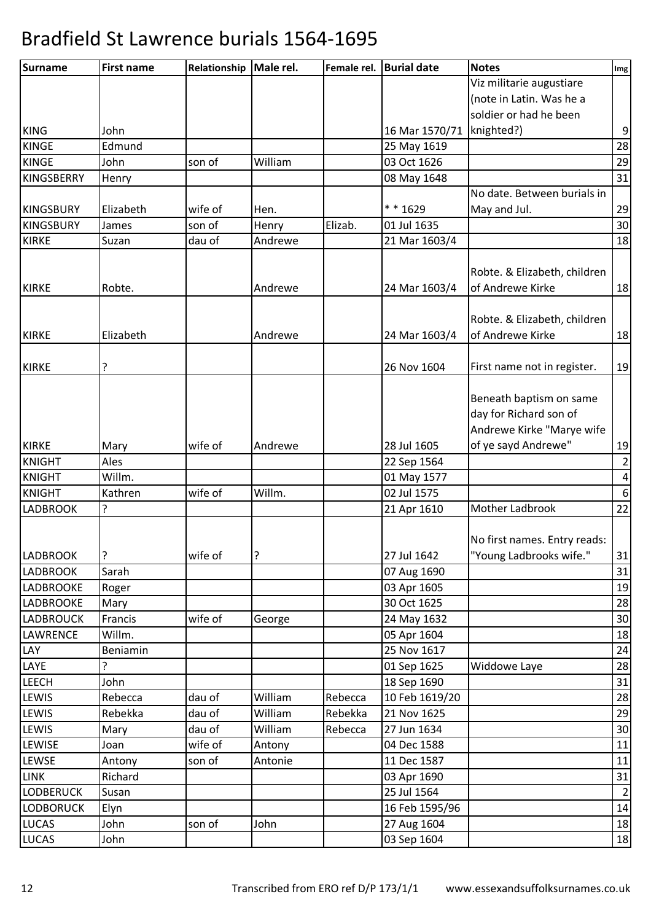# Bradfield St Lawrence burials 1564-1695

| Surname | First name | Relationship | Male rel. | Female rel. | Burial date | Notes | Img |
|---|---|---|---|---|---|---|---|
| KING | John | | | | 16 Mar 1570/71 | Viz militarie augustiare (note in Latin. Was he a soldier or had he been knighted?) | 9 |
| KINGE | Edmund | | | | 25 May 1619 | | 28 |
| KINGE | John | son of | William | | 03 Oct 1626 | | 29 |
| KINGSBERRY | Henry | | | | 08 May 1648 | | 31 |
| KINGSBURY | Elizabeth | wife of | Hen. | | * * 1629 | No date. Between burials in May and Jul. | 29 |
| KINGSBURY | James | son of | Henry | Elizab. | 01 Jul 1635 | | 30 |
| KIRKE | Suzan | dau of | Andrewe | | 21 Mar 1603/4 | | 18 |
| KIRKE | Robte. | | Andrewe | | 24 Mar 1603/4 | Robte. & Elizabeth, children of Andrewe Kirke | 18 |
| KIRKE | Elizabeth | | Andrewe | | 24 Mar 1603/4 | Robte. & Elizabeth, children of Andrewe Kirke | 18 |
| KIRKE | ? | | | | 26 Nov 1604 | First name not in register. | 19 |
| KIRKE | Mary | wife of | Andrewe | | 28 Jul 1605 | Beneath baptism on same day for Richard son of Andrewe Kirke "Marye wife of ye sayd Andrewe" | 19 |
| KNIGHT | Ales | | | | 22 Sep 1564 | | 2 |
| KNIGHT | Willm. | | | | 01 May 1577 | | 4 |
| KNIGHT | Kathren | wife of | Willm. | | 02 Jul 1575 | | 6 |
| LADBROOK | ? | | | | 21 Apr 1610 | Mother Ladbrook | 22 |
| LADBROOK | ? | wife of | ? | | 27 Jul 1642 | No first names. Entry reads: "Young Ladbrooks wife." | 31 |
| LADBROOK | Sarah | | | | 07 Aug 1690 | | 31 |
| LADBROOKE | Roger | | | | 03 Apr 1605 | | 19 |
| LADBROOKE | Mary | | | | 30 Oct 1625 | | 28 |
| LADBROUCK | Francis | wife of | George | | 24 May 1632 | | 30 |
| LAWRENCE | Willm. | | | | 05 Apr 1604 | | 18 |
| LAY | Beniamin | | | | 25 Nov 1617 | | 24 |
| LAYE | ? | | | | 01 Sep 1625 | Widdowe Laye | 28 |
| LEECH | John | | | | 18 Sep 1690 | | 31 |
| LEWIS | Rebecca | dau of | William | Rebecca | 10 Feb 1619/20 | | 28 |
| LEWIS | Rebekka | dau of | William | Rebekka | 21 Nov 1625 | | 29 |
| LEWIS | Mary | dau of | William | Rebecca | 27 Jun 1634 | | 30 |
| LEWISE | Joan | wife of | Antony | | 04 Dec 1588 | | 11 |
| LEWSE | Antony | son of | Antonie | | 11 Dec 1587 | | 11 |
| LINK | Richard | | | | 03 Apr 1690 | | 31 |
| LODBERUCK | Susan | | | | 25 Jul 1564 | | 2 |
| LODBORUCK | Elyn | | | | 16 Feb 1595/96 | | 14 |
| LUCAS | John | son of | John | | 27 Aug 1604 | | 18 |
| LUCAS | John | | | | 03 Sep 1604 | | 18 |

Transcribed from ERO ref D/P 173/1/1 www.essexandsuffolksurnames.co.uk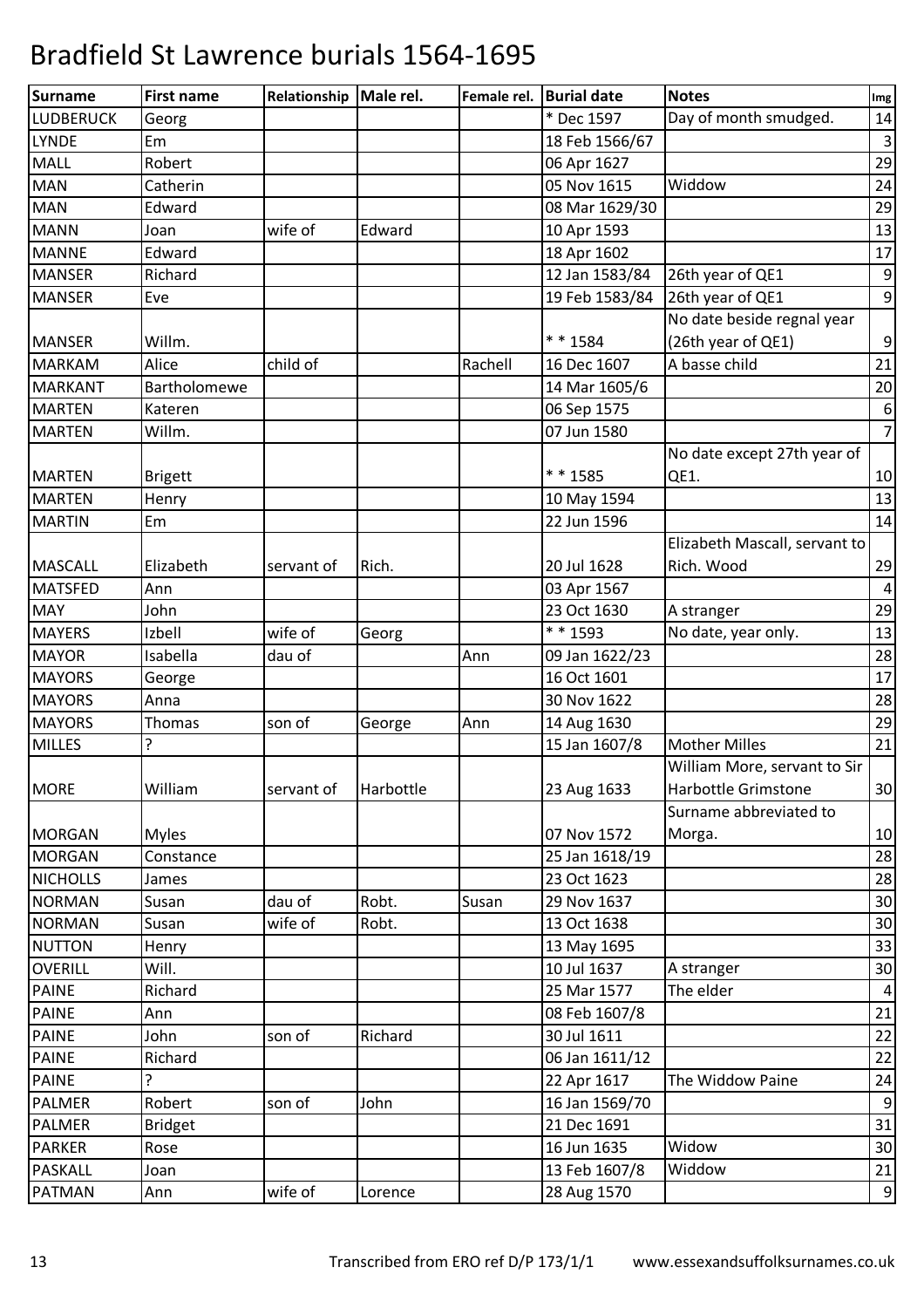# Bradfield St Lawrence burials 1564-1695

| Surname | First name | Relationship | Male rel. | Female rel. | Burial date | Notes | Img |
|---|---|---|---|---|---|---|---|
| LUDBERUCK | Georg | | | | * Dec 1597 | Day of month smudged. | 14 |
| LYNDE | Em | | | | 18 Feb 1566/67 | | 3 |
| MALL | Robert | | | | 06 Apr 1627 | | 29 |
| MAN | Catherin | | | | 05 Nov 1615 | Widdow | 24 |
| MAN | Edward | | | | 08 Mar 1629/30 | | 29 |
| MANN | Joan | wife of | Edward | | 10 Apr 1593 | | 13 |
| MANNE | Edward | | | | 18 Apr 1602 | | 17 |
| MANSER | Richard | | | | 12 Jan 1583/84 | 26th year of QE1 | 9 |
| MANSER | Eve | | | | 19 Feb 1583/84 | 26th year of QE1 | 9 |
| MANSER | Willm. | | | | * * 1584 | No date beside regnal year (26th year of QE1) | 9 |
| MARKAM | Alice | child of | | Rachell | 16 Dec 1607 | A basse child | 21 |
| MARKANT | Bartholomewe | | | | 14 Mar 1605/6 | | 20 |
| MARTEN | Kateren | | | | 06 Sep 1575 | | 6 |
| MARTEN | Willm. | | | | 07 Jun 1580 | | 7 |
| MARTEN | Brigett | | | | * * 1585 | No date except 27th year of QE1. | 10 |
| MARTEN | Henry | | | | 10 May 1594 | | 13 |
| MARTIN | Em | | | | 22 Jun 1596 | | 14 |
| MASCALL | Elizabeth | servant of | Rich. | | 20 Jul 1628 | Elizabeth Mascall, servant to Rich. Wood | 29 |
| MATSFED | Ann | | | | 03 Apr 1567 | | 4 |
| MAY | John | | | | 23 Oct 1630 | A stranger | 29 |
| MAYERS | Izbell | wife of | Georg | | * * 1593 | No date, year only. | 13 |
| MAYOR | Isabella | dau of | | Ann | 09 Jan 1622/23 | | 28 |
| MAYORS | George | | | | 16 Oct 1601 | | 17 |
| MAYORS | Anna | | | | 30 Nov 1622 | | 28 |
| MAYORS | Thomas | son of | George | Ann | 14 Aug 1630 | | 29 |
| MILLES | ? | | | | 15 Jan 1607/8 | Mother Milles | 21 |
| MORE | William | servant of | Harbottle | | 23 Aug 1633 | William More, servant to Sir Harbottle Grimstone | 30 |
| MORGAN | Myles | | | | 07 Nov 1572 | Surname abbreviated to Morga. | 10 |
| MORGAN | Constance | | | | 25 Jan 1618/19 | | 28 |
| NICHOLLS | James | | | | 23 Oct 1623 | | 28 |
| NORMAN | Susan | dau of | Robt. | Susan | 29 Nov 1637 | | 30 |
| NORMAN | Susan | wife of | Robt. | | 13 Oct 1638 | | 30 |
| NUTTON | Henry | | | | 13 May 1695 | | 33 |
| OVERILL | Will. | | | | 10 Jul 1637 | A stranger | 30 |
| PAINE | Richard | | | | 25 Mar 1577 | The elder | 4 |
| PAINE | Ann | | | | 08 Feb 1607/8 | | 21 |
| PAINE | John | son of | Richard | | 30 Jul 1611 | | 22 |
| PAINE | Richard | | | | 06 Jan 1611/12 | | 22 |
| PAINE | ? | | | | 22 Apr 1617 | The Widdow Paine | 24 |
| PALMER | Robert | son of | John | | 16 Jan 1569/70 | | 9 |
| PALMER | Bridget | | | | 21 Dec 1691 | | 31 |
| PARKER | Rose | | | | 16 Jun 1635 | Widow | 30 |
| PASKALL | Joan | | | | 13 Feb 1607/8 | Widdow | 21 |
| PATMAN | Ann | wife of | Lorence | | 28 Aug 1570 | | 9 |

Transcribed from ERO ref D/P 173/1/1 www.essexandsuffolksurnames.co.uk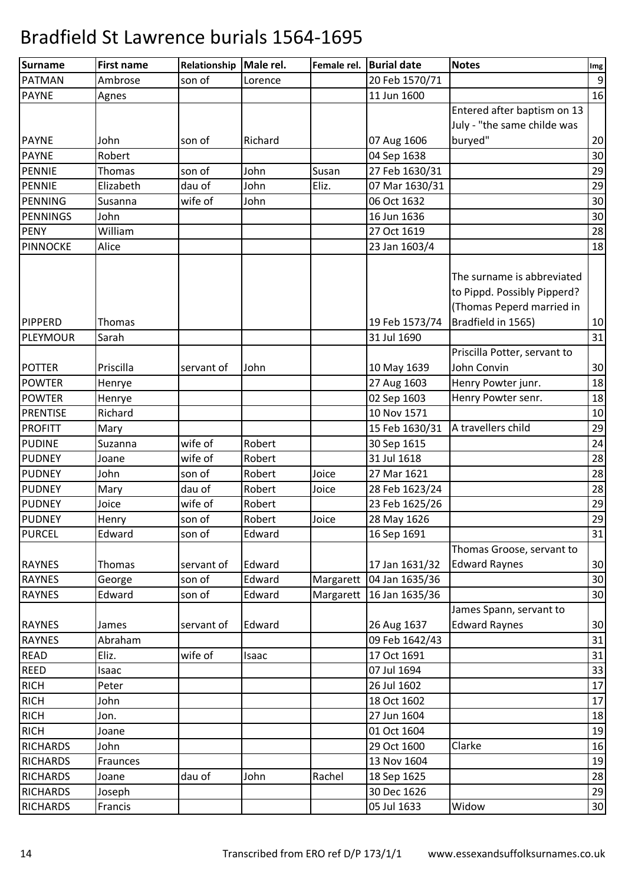# Bradfield St Lawrence burials 1564-1695

| Surname | First name | Relationship | Male rel. | Female rel. | Burial date | Notes | Img |
|---|---|---|---|---|---|---|---|
| PATMAN | Ambrose | son of | Lorence | | 20 Feb 1570/71 | | 9 |
| PAYNE | Agnes | | | | 11 Jun 1600 | | 16 |
| PAYNE | John | son of | Richard | | 07 Aug 1606 | Entered after baptism on 13 July - "the same childe was buryed" | 20 |
| PAYNE | Robert | | | | 04 Sep 1638 | | 30 |
| PENNIE | Thomas | son of | John | Susan | 27 Feb 1630/31 | | 29 |
| PENNIE | Elizabeth | dau of | John | Eliz. | 07 Mar 1630/31 | | 29 |
| PENNING | Susanna | wife of | John | | 06 Oct 1632 | | 30 |
| PENNINGS | John | | | | 16 Jun 1636 | | 30 |
| PENY | William | | | | 27 Oct 1619 | | 28 |
| PINNOCKE | Alice | | | | 23 Jan 1603/4 | | 18 |
| PIPPERD | Thomas | | | | 19 Feb 1573/74 | The surname is abbreviated to Pippd. Possibly Pipperd? (Thomas Peperd married in Bradfield in 1565) | 10 |
| PLEYMOUR | Sarah | | | | 31 Jul 1690 | | 31 |
| POTTER | Priscilla | servant of | John | | 10 May 1639 | Priscilla Potter, servant to John Convin | 30 |
| POWTER | Henrye | | | | 27 Aug 1603 | Henry Powter junr. | 18 |
| POWTER | Henrye | | | | 02 Sep 1603 | Henry Powter senr. | 18 |
| PRENTISE | Richard | | | | 10 Nov 1571 | | 10 |
| PROFITT | Mary | | | | 15 Feb 1630/31 | A travellers child | 29 |
| PUDINE | Suzanna | wife of | Robert | | 30 Sep 1615 | | 24 |
| PUDNEY | Joane | wife of | Robert | | 31 Jul 1618 | | 28 |
| PUDNEY | John | son of | Robert | Joice | 27 Mar 1621 | | 28 |
| PUDNEY | Mary | dau of | Robert | Joice | 28 Feb 1623/24 | | 28 |
| PUDNEY | Joice | wife of | Robert | | 23 Feb 1625/26 | | 29 |
| PUDNEY | Henry | son of | Robert | Joice | 28 May 1626 | | 29 |
| PURCEL | Edward | son of | Edward | | 16 Sep 1691 | | 31 |
| RAYNES | Thomas | servant of | Edward | | 17 Jan 1631/32 | Thomas Groose, servant to Edward Raynes | 30 |
| RAYNES | George | son of | Edward | Margarett | 04 Jan 1635/36 | | 30 |
| RAYNES | Edward | son of | Edward | Margarett | 16 Jan 1635/36 | | 30 |
| RAYNES | James | servant of | Edward | | 26 Aug 1637 | James Spann, servant to Edward Raynes | 30 |
| RAYNES | Abraham | | | | 09 Feb 1642/43 | | 31 |
| READ | Eliz. | wife of | Isaac | | 17 Oct 1691 | | 31 |
| REED | Isaac | | | | 07 Jul 1694 | | 33 |
| RICH | Peter | | | | 26 Jul 1602 | | 17 |
| RICH | John | | | | 18 Oct 1602 | | 17 |
| RICH | Jon. | | | | 27 Jun 1604 | | 18 |
| RICH | Joane | | | | 01 Oct 1604 | | 19 |
| RICHARDS | John | | | | 29 Oct 1600 | Clarke | 16 |
| RICHARDS | Fraunces | | | | 13 Nov 1604 | | 19 |
| RICHARDS | Joane | dau of | John | Rachel | 18 Sep 1625 | | 28 |
| RICHARDS | Joseph | | | | 30 Dec 1626 | | 29 |
| RICHARDS | Francis | | | | 05 Jul 1633 | Widow | 30 |

Transcribed from ERO ref D/P 173/1/1 www.essexandsuffolksurnames.co.uk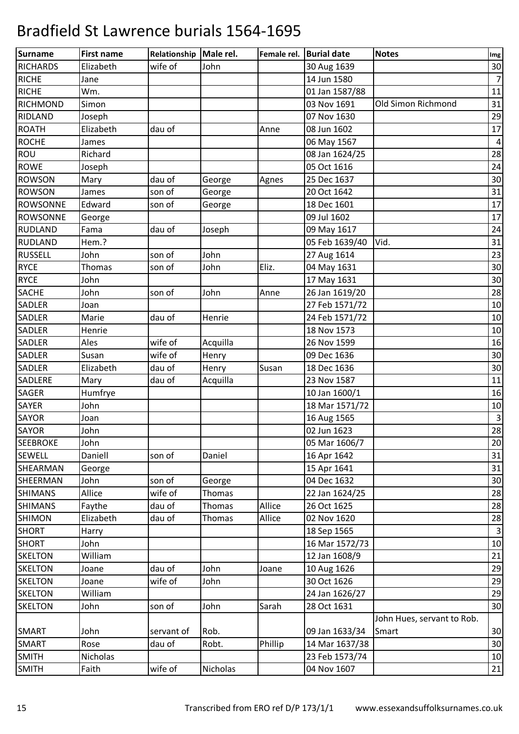# Bradfield St Lawrence burials 1564-1695

| Surname | First name | Relationship | Male rel. | Female rel. | Burial date | Notes | Img |
|---|---|---|---|---|---|---|---|
| RICHARDS | Elizabeth | wife of | John | | 30 Aug 1639 | | 30 |
| RICHE | Jane | | | | 14 Jun 1580 | | 7 |
| RICHE | Wm. | | | | 01 Jan 1587/88 | | 11 |
| RICHMOND | Simon | | | | 03 Nov 1691 | Old Simon Richmond | 31 |
| RIDLAND | Joseph | | | | 07 Nov 1630 | | 29 |
| ROATH | Elizabeth | dau of | | Anne | 08 Jun 1602 | | 17 |
| ROCHE | James | | | | 06 May 1567 | | 4 |
| ROU | Richard | | | | 08 Jan 1624/25 | | 28 |
| ROWE | Joseph | | | | 05 Oct 1616 | | 24 |
| ROWSON | Mary | dau of | George | Agnes | 25 Dec 1637 | | 30 |
| ROWSON | James | son of | George | | 20 Oct 1642 | | 31 |
| ROWSONNE | Edward | son of | George | | 18 Dec 1601 | | 17 |
| ROWSONNE | George | | | | 09 Jul 1602 | | 17 |
| RUDLAND | Fama | dau of | Joseph | | 09 May 1617 | | 24 |
| RUDLAND | Hem.? | | | | 05 Feb 1639/40 | Vid. | 31 |
| RUSSELL | John | son of | John | | 27 Aug 1614 | | 23 |
| RYCE | Thomas | son of | John | Eliz. | 04 May 1631 | | 30 |
| RYCE | John | | | | 17 May 1631 | | 30 |
| SACHE | John | son of | John | Anne | 26 Jan 1619/20 | | 28 |
| SADLER | Joan | | | | 27 Feb 1571/72 | | 10 |
| SADLER | Marie | dau of | Henrie | | 24 Feb 1571/72 | | 10 |
| SADLER | Henrie | | | | 18 Nov 1573 | | 10 |
| SADLER | Ales | wife of | Acquilla | | 26 Nov 1599 | | 16 |
| SADLER | Susan | wife of | Henry | | 09 Dec 1636 | | 30 |
| SADLER | Elizabeth | dau of | Henry | Susan | 18 Dec 1636 | | 30 |
| SADLERE | Mary | dau of | Acquilla | | 23 Nov 1587 | | 11 |
| SAGER | Humfrye | | | | 10 Jan 1600/1 | | 16 |
| SAYER | John | | | | 18 Mar 1571/72 | | 10 |
| SAYOR | Joan | | | | 16 Aug 1565 | | 3 |
| SAYOR | John | | | | 02 Jun 1623 | | 28 |
| SEEBROKE | John | | | | 05 Mar 1606/7 | | 20 |
| SEWELL | Daniell | son of | Daniel | | 16 Apr 1642 | | 31 |
| SHEARMAN | George | | | | 15 Apr 1641 | | 31 |
| SHEERMAN | John | son of | George | | 04 Dec 1632 | | 30 |
| SHIMANS | Allice | wife of | Thomas | | 22 Jan 1624/25 | | 28 |
| SHIMANS | Faythe | dau of | Thomas | Allice | 26 Oct 1625 | | 28 |
| SHIMON | Elizabeth | dau of | Thomas | Allice | 02 Nov 1620 | | 28 |
| SHORT | Harry | | | | 18 Sep 1565 | | 3 |
| SHORT | John | | | | 16 Mar 1572/73 | | 10 |
| SKELTON | William | | | | 12 Jan 1608/9 | | 21 |
| SKELTON | Joane | dau of | John | Joane | 10 Aug 1626 | | 29 |
| SKELTON | Joane | wife of | John | | 30 Oct 1626 | | 29 |
| SKELTON | William | | | | 24 Jan 1626/27 | | 29 |
| SKELTON | John | son of | John | Sarah | 28 Oct 1631 | | 30 |
| SMART | John | servant of | Rob. | | 09 Jan 1633/34 | John Hues, servant to Rob. Smart | 30 |
| SMART | Rose | dau of | Robt. | Phillip | 14 Mar 1637/38 | | 30 |
| SMITH | Nicholas | | | | 23 Feb 1573/74 | | 10 |
| SMITH | Faith | wife of | Nicholas | | 04 Nov 1607 | | 21 |

Transcribed from ERO ref D/P 173/1/1 www.essexandsuffolksurnames.co.uk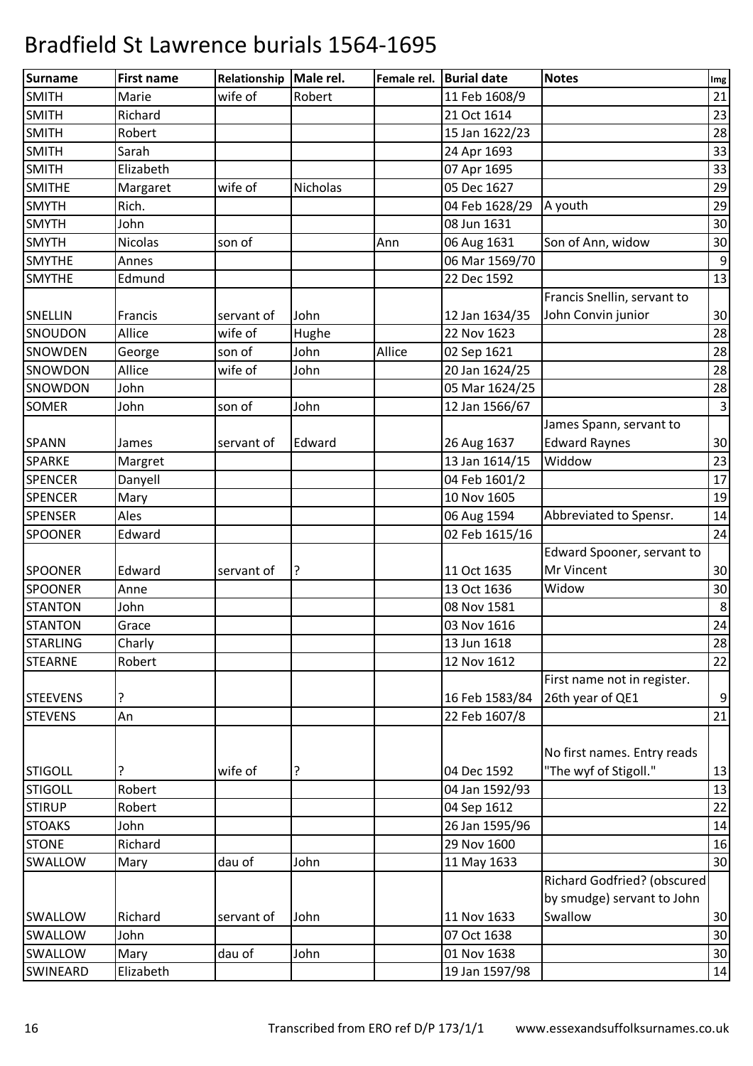# Bradfield St Lawrence burials 1564-1695

| Surname | First name | Relationship | Male rel. | Female rel. | Burial date | Notes | Img |
|---|---|---|---|---|---|---|---|
| SMITH | Marie | wife of | Robert | | 11 Feb 1608/9 | | 21 |
| SMITH | Richard | | | | 21 Oct 1614 | | 23 |
| SMITH | Robert | | | | 15 Jan 1622/23 | | 28 |
| SMITH | Sarah | | | | 24 Apr 1693 | | 33 |
| SMITH | Elizabeth | | | | 07 Apr 1695 | | 33 |
| SMITHE | Margaret | wife of | Nicholas | | 05 Dec 1627 | | 29 |
| SMYTH | Rich. | | | | 04 Feb 1628/29 | A youth | 29 |
| SMYTH | John | | | | 08 Jun 1631 | | 30 |
| SMYTH | Nicolas | son of | | Ann | 06 Aug 1631 | Son of Ann, widow | 30 |
| SMYTHE | Annes | | | | 06 Mar 1569/70 | | 9 |
| SMYTHE | Edmund | | | | 22 Dec 1592 | | 13 |
| SNELLIN | Francis | servant of | John | | 12 Jan 1634/35 | Francis Snellin, servant to John Convin junior | 30 |
| SNOUDON | Allice | wife of | Hughe | | 22 Nov 1623 | | 28 |
| SNOWDEN | George | son of | John | Allice | 02 Sep 1621 | | 28 |
| SNOWDON | Allice | wife of | John | | 20 Jan 1624/25 | | 28 |
| SNOWDON | John | | | | 05 Mar 1624/25 | | 28 |
| SOMER | John | son of | John | | 12 Jan 1566/67 | | 3 |
| SPANN | James | servant of | Edward | | 26 Aug 1637 | James Spann, servant to Edward Raynes | 30 |
| SPARKE | Margret | | | | 13 Jan 1614/15 | Widdow | 23 |
| SPENCER | Danyell | | | | 04 Feb 1601/2 | | 17 |
| SPENCER | Mary | | | | 10 Nov 1605 | | 19 |
| SPENSER | Ales | | | | 06 Aug 1594 | Abbreviated to Spensr. | 14 |
| SPOONER | Edward | | | | 02 Feb 1615/16 | | 24 |
| SPOONER | Edward | servant of | ? | | 11 Oct 1635 | Edward Spooner, servant to Mr Vincent | 30 |
| SPOONER | Anne | | | | 13 Oct 1636 | Widow | 30 |
| STANTON | John | | | | 08 Nov 1581 | | 8 |
| STANTON | Grace | | | | 03 Nov 1616 | | 24 |
| STARLING | Charly | | | | 13 Jun 1618 | | 28 |
| STEARNE | Robert | | | | 12 Nov 1612 | | 22 |
| STEEVENS | ? | | | | 16 Feb 1583/84 | First name not in register. 26th year of QE1 | 9 |
| STEVENS | An | | | | 22 Feb 1607/8 | | 21 |
| STIGOLL | ? | wife of | ? | | 04 Dec 1592 | No first names. Entry reads "The wyf of Stigoll." | 13 |
| STIGOLL | Robert | | | | 04 Jan 1592/93 | | 13 |
| STIRUP | Robert | | | | 04 Sep 1612 | | 22 |
| STOAKS | John | | | | 26 Jan 1595/96 | | 14 |
| STONE | Richard | | | | 29 Nov 1600 | | 16 |
| SWALLOW | Mary | dau of | John | | 11 May 1633 | | 30 |
| SWALLOW | Richard | servant of | John | | 11 Nov 1633 | Richard Godfried? (obscured by smudge) servant to John Swallow | 30 |
| SWALLOW | John | | | | 07 Oct 1638 | | 30 |
| SWALLOW | Mary | dau of | John | | 01 Nov 1638 | | 30 |
| SWINEARD | Elizabeth | | | | 19 Jan 1597/98 | | 14 |

Transcribed from ERO ref D/P 173/1/1 www.essexandsuffolksurnames.co.uk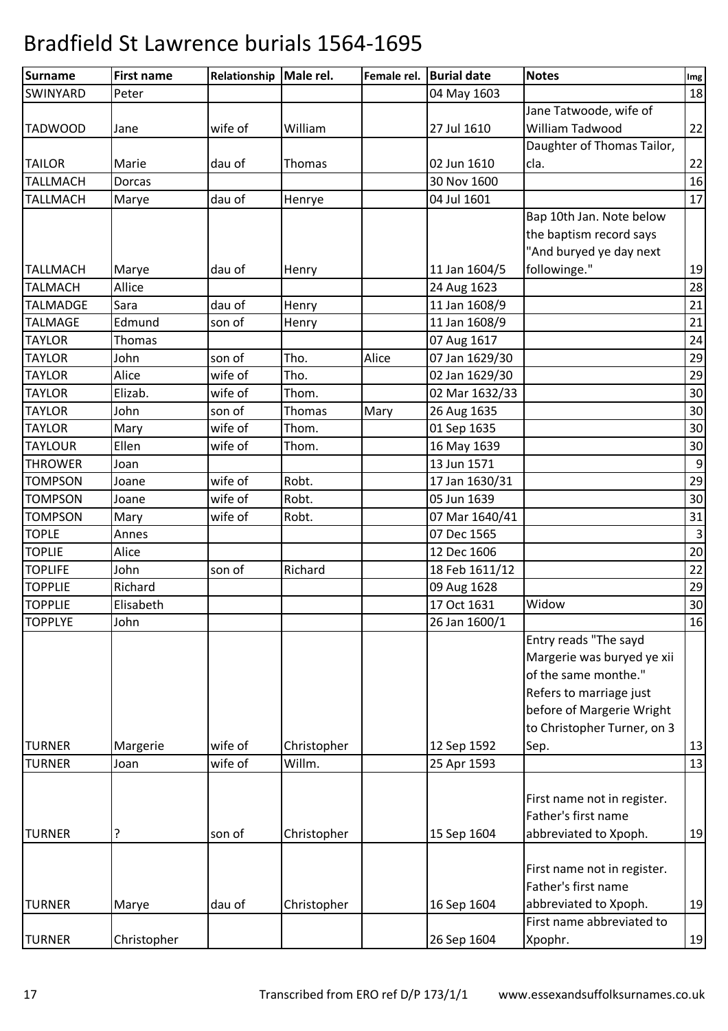# Bradfield St Lawrence burials 1564-1695

| Surname | First name | Relationship | Male rel. | Female rel. | Burial date | Notes | Img |
|---|---|---|---|---|---|---|---|
| SWINYARD | Peter | | | | 04 May 1603 | | 18 |
| TADWOOD | Jane | wife of | William | | 27 Jul 1610 | Jane Tatwoode, wife of William Tadwood | 22 |
| TAILOR | Marie | dau of | Thomas | | 02 Jun 1610 | Daughter of Thomas Tailor, cla. | 22 |
| TALLMACH | Dorcas | | | | 30 Nov 1600 | | 16 |
| TALLMACH | Marye | dau of | Henrye | | 04 Jul 1601 | | 17 |
| TALLMACH | Marye | dau of | Henry | | 11 Jan 1604/5 | Bap 10th Jan. Note below the baptism record says "And buryed ye day next followinge." | 19 |
| TALMACH | Allice | | | | 24 Aug 1623 | | 28 |
| TALMADGE | Sara | dau of | Henry | | 11 Jan 1608/9 | | 21 |
| TALMAGE | Edmund | son of | Henry | | 11 Jan 1608/9 | | 21 |
| TAYLOR | Thomas | | | | 07 Aug 1617 | | 24 |
| TAYLOR | John | son of | Tho. | Alice | 07 Jan 1629/30 | | 29 |
| TAYLOR | Alice | wife of | Tho. | | 02 Jan 1629/30 | | 29 |
| TAYLOR | Elizab. | wife of | Thom. | | 02 Mar 1632/33 | | 30 |
| TAYLOR | John | son of | Thomas | Mary | 26 Aug 1635 | | 30 |
| TAYLOR | Mary | wife of | Thom. | | 01 Sep 1635 | | 30 |
| TAYLOUR | Ellen | wife of | Thom. | | 16 May 1639 | | 30 |
| THROWER | Joan | | | | 13 Jun 1571 | | 9 |
| TOMPSON | Joane | wife of | Robt. | | 17 Jan 1630/31 | | 29 |
| TOMPSON | Joane | wife of | Robt. | | 05 Jun 1639 | | 30 |
| TOMPSON | Mary | wife of | Robt. | | 07 Mar 1640/41 | | 31 |
| TOPLE | Annes | | | | 07 Dec 1565 | | 3 |
| TOPLIE | Alice | | | | 12 Dec 1606 | | 20 |
| TOPLIFE | John | son of | Richard | | 18 Feb 1611/12 | | 22 |
| TOPPLIE | Richard | | | | 09 Aug 1628 | | 29 |
| TOPPLIE | Elisabeth | | | | 17 Oct 1631 | Widow | 30 |
| TOPPLYE | John | | | | 26 Jan 1600/1 | | 16 |
| TURNER | Margerie | wife of | Christopher | | 12 Sep 1592 | Entry reads "The sayd Margerie was buryed ye xii of the same monthe." Refers to marriage just before of Margerie Wright to Christopher Turner, on 3 Sep. | 13 |
| TURNER | Joan | wife of | Willm. | | 25 Apr 1593 | | 13 |
| TURNER | ? | son of | Christopher | | 15 Sep 1604 | First name not in register. Father's first name abbreviated to Xpoph. | 19 |
| TURNER | Marye | dau of | Christopher | | 16 Sep 1604 | First name not in register. Father's first name abbreviated to Xpoph. | 19 |
| TURNER | Christopher | | | | 26 Sep 1604 | First name abbreviated to Xpophr. | 19 |

Transcribed from ERO ref D/P 173/1/1 www.essexandsuffolksurnames.co.uk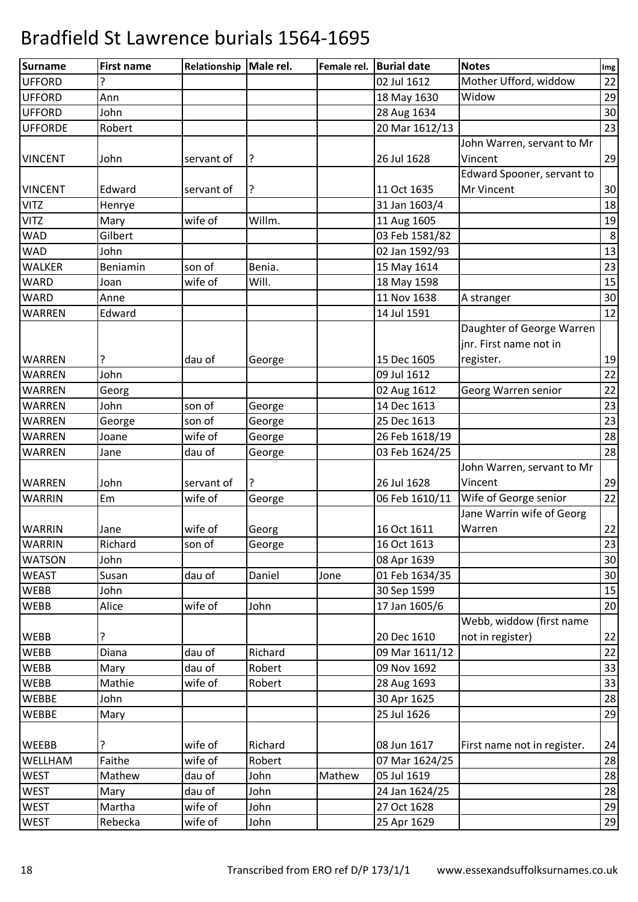# Bradfield St Lawrence burials 1564-1695

| Surname | First name | Relationship | Male rel. | Female rel. | Burial date | Notes | Img |
|---|---|---|---|---|---|---|---|
| UFFORD | ? | | | | 02 Jul 1612 | Mother Ufford, widdow | 22 |
| UFFORD | Ann | | | | 18 May 1630 | Widow | 29 |
| UFFORD | John | | | | 28 Aug 1634 | | 30 |
| UFFORDE | Robert | | | | 20 Mar 1612/13 | | 23 |
| VINCENT | John | servant of | ? | | 26 Jul 1628 | John Warren, servant to Mr Vincent | 29 |
| VINCENT | Edward | servant of | ? | | 11 Oct 1635 | Edward Spooner, servant to Mr Vincent | 30 |
| VITZ | Henrye | | | | 31 Jan 1603/4 | | 18 |
| VITZ | Mary | wife of | Willm. | | 11 Aug 1605 | | 19 |
| WAD | Gilbert | | | | 03 Feb 1581/82 | | 8 |
| WAD | John | | | | 02 Jan 1592/93 | | 13 |
| WALKER | Beniamin | son of | Benia. | | 15 May 1614 | | 23 |
| WARD | Joan | wife of | Will. | | 18 May 1598 | | 15 |
| WARD | Anne | | | | 11 Nov 1638 | A stranger | 30 |
| WARREN | Edward | | | | 14 Jul 1591 | | 12 |
| WARREN | ? | dau of | George | | 15 Dec 1605 | Daughter of George Warren jnr. First name not in register. | 19 |
| WARREN | John | | | | 09 Jul 1612 | | 22 |
| WARREN | Georg | | | | 02 Aug 1612 | Georg Warren senior | 22 |
| WARREN | John | son of | George | | 14 Dec 1613 | | 23 |
| WARREN | George | son of | George | | 25 Dec 1613 | | 23 |
| WARREN | Joane | wife of | George | | 26 Feb 1618/19 | | 28 |
| WARREN | Jane | dau of | George | | 03 Feb 1624/25 | | 28 |
| WARREN | John | servant of | ? | | 26 Jul 1628 | John Warren, servant to Mr Vincent | 29 |
| WARRIN | Em | wife of | George | | 06 Feb 1610/11 | Wife of George senior | 22 |
| WARRIN | Jane | wife of | Georg | | 16 Oct 1611 | Jane Warrin wife of Georg Warren | 22 |
| WARRIN | Richard | son of | George | | 16 Oct 1613 | | 23 |
| WATSON | John | | | | 08 Apr 1639 | | 30 |
| WEAST | Susan | dau of | Daniel | Jone | 01 Feb 1634/35 | | 30 |
| WEBB | John | | | | 30 Sep 1599 | | 15 |
| WEBB | Alice | wife of | John | | 17 Jan 1605/6 | | 20 |
| WEBB | ? | | | | 20 Dec 1610 | Webb, widdow (first name not in register) | 22 |
| WEBB | Diana | dau of | Richard | | 09 Mar 1611/12 | | 22 |
| WEBB | Mary | dau of | Robert | | 09 Nov 1692 | | 33 |
| WEBB | Mathie | wife of | Robert | | 28 Aug 1693 | | 33 |
| WEBBE | John | | | | 30 Apr 1625 | | 28 |
| WEBBE | Mary | | | | 25 Jul 1626 | | 29 |
| WEEBB | ? | wife of | Richard | | 08 Jun 1617 | First name not in register. | 24 |
| WELLHAM | Faithe | wife of | Robert | | 07 Mar 1624/25 | | 28 |
| WEST | Mathew | dau of | John | Mathew | 05 Jul 1619 | | 28 |
| WEST | Mary | dau of | John | | 24 Jan 1624/25 | | 28 |
| WEST | Martha | wife of | John | | 27 Oct 1628 | | 29 |
| WEST | Rebecka | wife of | John | | 25 Apr 1629 | | 29 |

Transcribed from ERO ref D/P 173/1/1 www.essexandsuffolksurnames.co.uk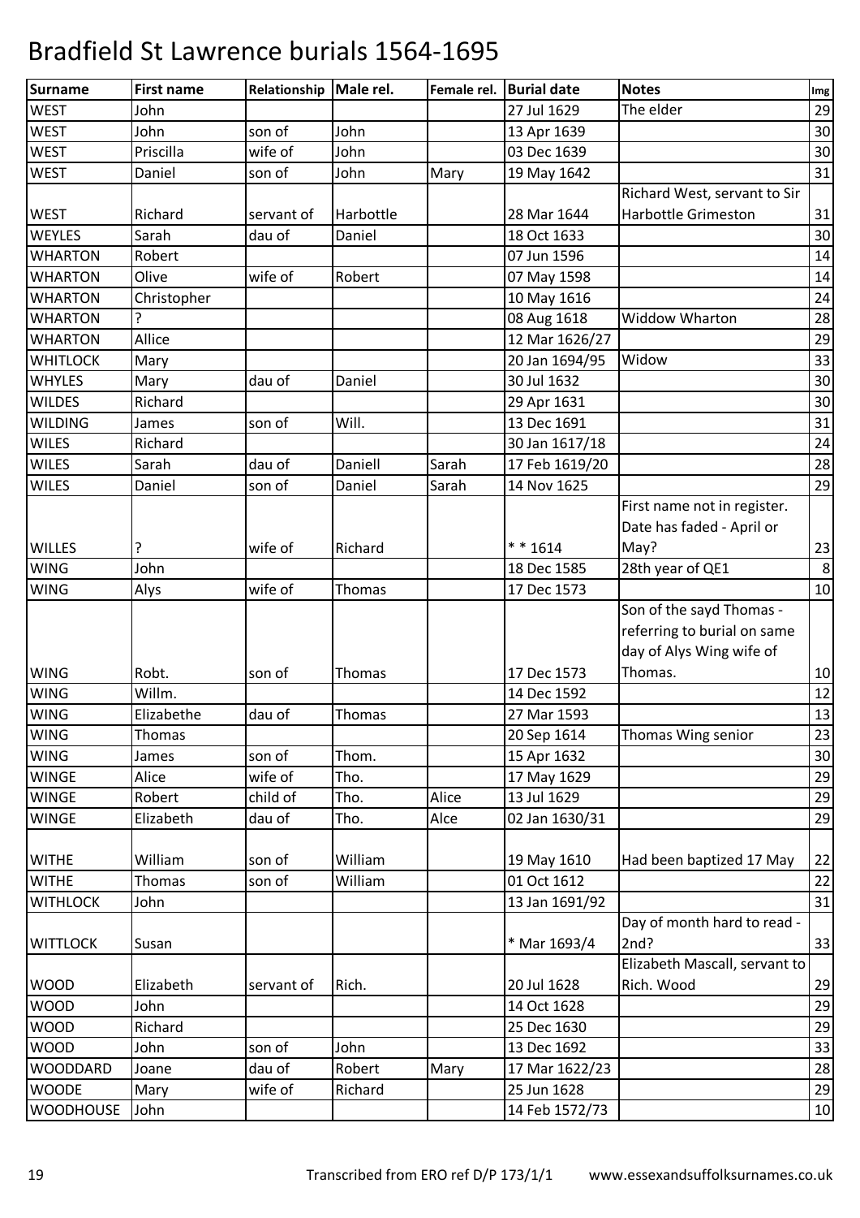# Bradfield St Lawrence burials 1564-1695

| Surname | First name | Relationship | Male rel. | Female rel. | Burial date | Notes | Img |
|---|---|---|---|---|---|---|---|
| WEST | John | | | | 27 Jul 1629 | The elder | 29 |
| WEST | John | son of | John | | 13 Apr 1639 | | 30 |
| WEST | Priscilla | wife of | John | | 03 Dec 1639 | | 30 |
| WEST | Daniel | son of | John | Mary | 19 May 1642 | | 31 |
| WEST | Richard | servant of | Harbottle | | 28 Mar 1644 | Richard West, servant to Sir Harbottle Grimeston | 31 |
| WEYLES | Sarah | dau of | Daniel | | 18 Oct 1633 | | 30 |
| WHARTON | Robert | | | | 07 Jun 1596 | | 14 |
| WHARTON | Olive | wife of | Robert | | 07 May 1598 | | 14 |
| WHARTON | Christopher | | | | 10 May 1616 | | 24 |
| WHARTON | ? | | | | 08 Aug 1618 | Widdow Wharton | 28 |
| WHARTON | Allice | | | | 12 Mar 1626/27 | | 29 |
| WHITLOCK | Mary | | | | 20 Jan 1694/95 | Widow | 33 |
| WHYLES | Mary | dau of | Daniel | | 30 Jul 1632 | | 30 |
| WILDES | Richard | | | | 29 Apr 1631 | | 30 |
| WILDING | James | son of | Will. | | 13 Dec 1691 | | 31 |
| WILES | Richard | | | | 30 Jan 1617/18 | | 24 |
| WILES | Sarah | dau of | Daniell | Sarah | 17 Feb 1619/20 | | 28 |
| WILES | Daniel | son of | Daniel | Sarah | 14 Nov 1625 | | 29 |
| WILLES | ? | wife of | Richard | | * * 1614 | First name not in register. Date has faded - April or May? | 23 |
| WING | John | | | | 18 Dec 1585 | 28th year of QE1 | 8 |
| WING | Alys | wife of | Thomas | | 17 Dec 1573 | | 10 |
| WING | Robt. | son of | Thomas | | 17 Dec 1573 | Son of the sayd Thomas - referring to burial on same day of Alys Wing wife of Thomas. | 10 |
| WING | Willm. | | | | 14 Dec 1592 | | 12 |
| WING | Elizabethe | dau of | Thomas | | 27 Mar 1593 | | 13 |
| WING | Thomas | | | | 20 Sep 1614 | Thomas Wing senior | 23 |
| WING | James | son of | Thom. | | 15 Apr 1632 | | 30 |
| WINGE | Alice | wife of | Tho. | | 17 May 1629 | | 29 |
| WINGE | Robert | child of | Tho. | Alice | 13 Jul 1629 | | 29 |
| WINGE | Elizabeth | dau of | Tho. | Alce | 02 Jan 1630/31 | | 29 |
| WITHE | William | son of | William | | 19 May 1610 | Had been baptized 17 May | 22 |
| WITHE | Thomas | son of | William | | 01 Oct 1612 | | 22 |
| WITHLOCK | John | | | | 13 Jan 1691/92 | | 31 |
| WITTLOCK | Susan | | | | * Mar 1693/4 | Day of month hard to read - 2nd? | 33 |
| WOOD | Elizabeth | servant of | Rich. | | 20 Jul 1628 | Elizabeth Mascall, servant to Rich. Wood | 29 |
| WOOD | John | | | | 14 Oct 1628 | | 29 |
| WOOD | Richard | | | | 25 Dec 1630 | | 29 |
| WOOD | John | son of | John | | 13 Dec 1692 | | 33 |
| WOODDARD | Joane | dau of | Robert | Mary | 17 Mar 1622/23 | | 28 |
| WOODE | Mary | wife of | Richard | | 25 Jun 1628 | | 29 |
| WOODHOUSE | John | | | | 14 Feb 1572/73 | | 10 |

Transcribed from ERO ref D/P 173/1/1 www.essexandsuffolksurnames.co.uk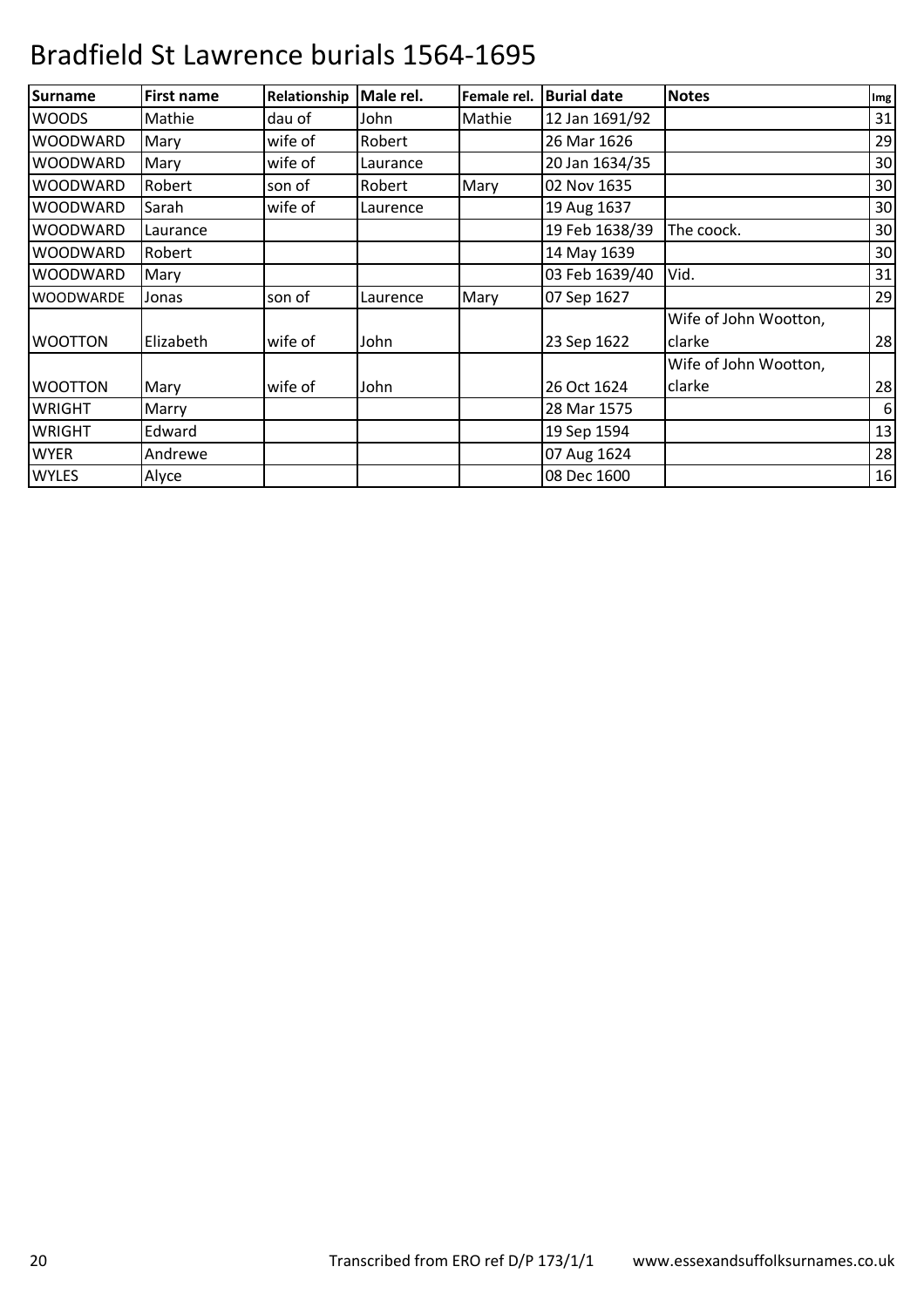# Bradfield St Lawrence burials 1564-1695

| Surname | First name | Relationship | Male rel. | Female rel. | Burial date | Notes | Img |
|---|---|---|---|---|---|---|---|
| WOODS | Mathie | dau of | John | Mathie | 12 Jan 1691/92 | | 31 |
| WOODWARD | Mary | wife of | Robert | | 26 Mar 1626 | | 29 |
| WOODWARD | Mary | wife of | Laurance | | 20 Jan 1634/35 | | 30 |
| WOODWARD | Robert | son of | Robert | Mary | 02 Nov 1635 | | 30 |
| WOODWARD | Sarah | wife of | Laurence | | 19 Aug 1637 | | 30 |
| WOODWARD | Laurance | | | | 19 Feb 1638/39 | The coock. | 30 |
| WOODWARD | Robert | | | | 14 May 1639 | | 30 |
| WOODWARD | Mary | | | | 03 Feb 1639/40 | Vid. | 31 |
| WOODWARDE | Jonas | son of | Laurence | Mary | 07 Sep 1627 | | 29 |
| WOOTTON | Elizabeth | wife of | John | | 23 Sep 1622 | Wife of John Wootton, clarke | 28 |
| WOOTTON | Mary | wife of | John | | 26 Oct 1624 | Wife of John Wootton, clarke | 28 |
| WRIGHT | Marry | | | | 28 Mar 1575 | | 6 |
| WRIGHT | Edward | | | | 19 Sep 1594 | | 13 |
| WYER | Andrewe | | | | 07 Aug 1624 | | 28 |
| WYLES | Alyce | | | | 08 Dec 1600 | | 16 |

Transcribed from ERO ref D/P 173/1/1 www.essexandsuffolksurnames.co.uk